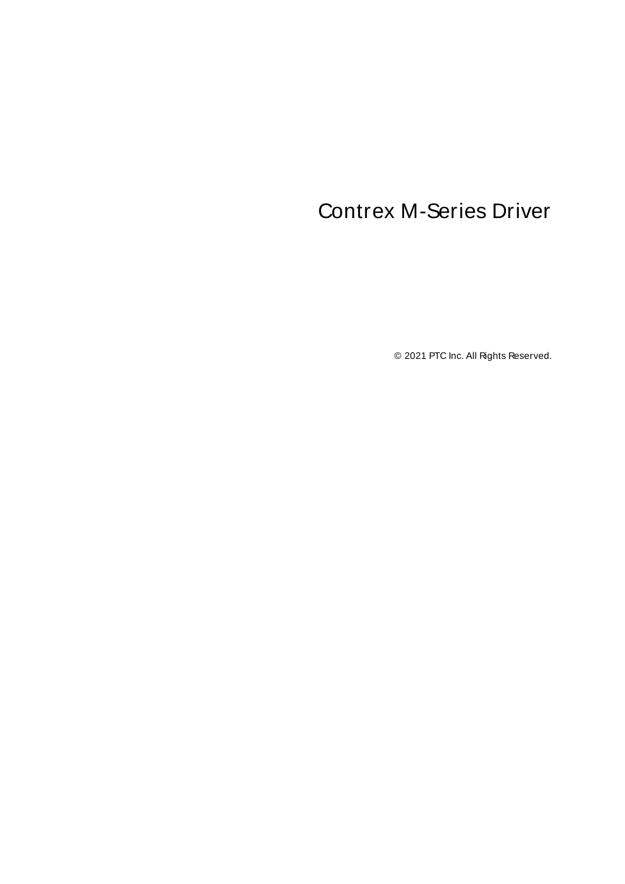# Contrex M-Series Driver

© 2021 PTC Inc. All Rights Reserved.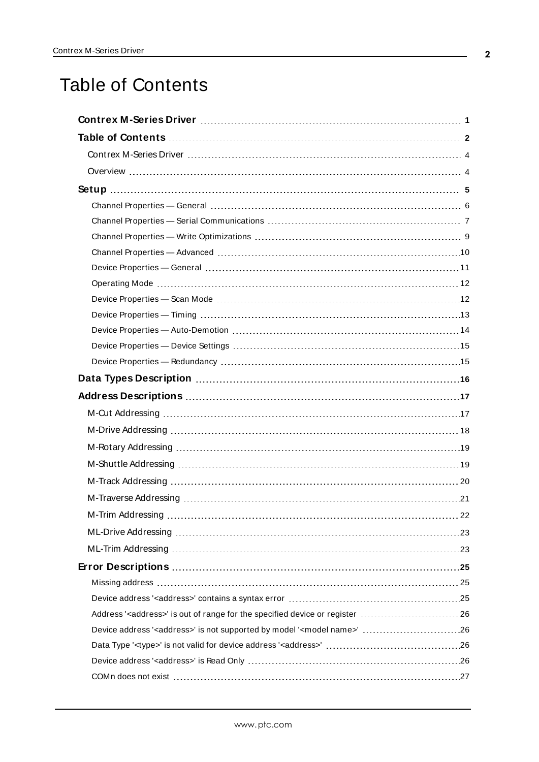# Table of Contents

**Contrex M-Series Driver** ..... **1**

**Table of Contents** ..... **2**

Contrex M-Series Driver ..... 4

Overview ..... 4

**Setup** ..... **5**

Channel Properties — General ..... 6

Channel Properties — Serial Communications ..... 7

Channel Properties — Write Optimizations ..... 9

Channel Properties — Advanced ..... 10

Device Properties — General ..... 11

Operating Mode ..... 12

Device Properties — Scan Mode ..... 12

Device Properties — Timing ..... 13

Device Properties — Auto-Demotion ..... 14

Device Properties — Device Settings ..... 15

Device Properties — Redundancy ..... 15

**Data Types Description** ..... **16**

**Address Descriptions** ..... **17**

M-Cut Addressing ..... 17

M-Drive Addressing ..... 18

M-Rotary Addressing ..... 19

M-Shuttle Addressing ..... 19

M-Track Addressing ..... 20

M-Traverse Addressing ..... 21

M-Trim Addressing ..... 22

ML-Drive Addressing ..... 23

ML-Trim Addressing ..... 23

**Error Descriptions** ..... **25**

Missing address ..... 25

Device address '<address>' contains a syntax error ..... 25

Address '<address>' is out of range for the specified device or register ..... 26

Device address '<address>' is not supported by model '<model name>' ..... 26

Data Type '<type>' is not valid for device address '<address>' ..... 26

Device address '<address>' is Read Only ..... 26

COMn does not exist ..... 27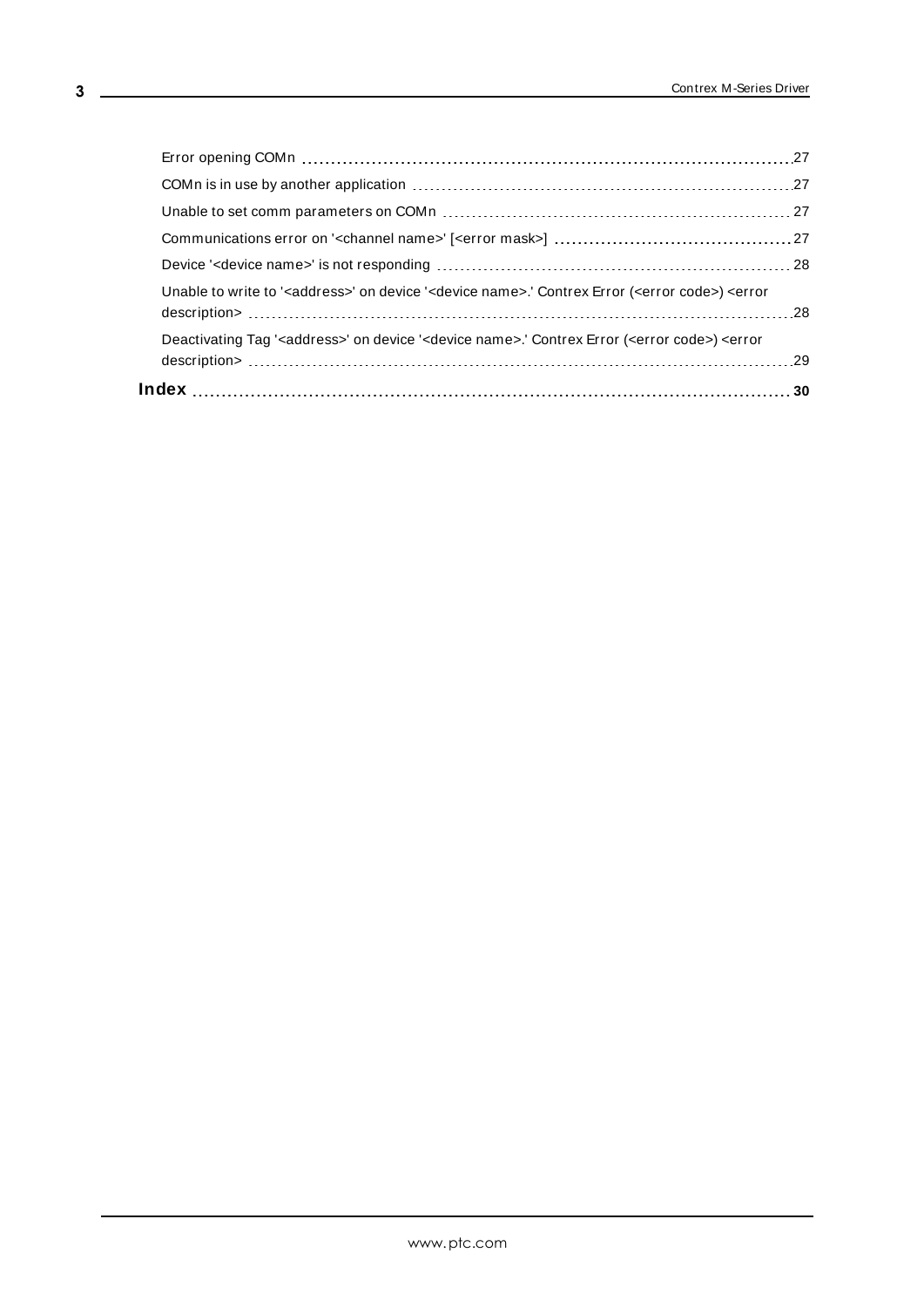Error opening COMn ....... 27

COMn is in use by another application ....... 27

Unable to set comm parameters on COMn ....... 27

Communications error on '<channel name>' [<error mask>] ....... 27

Device '<device name>' is not responding ....... 28

Unable to write to '<address>' on device '<device name>.' Contrex Error (<error code>) <error description> ....... 28

Deactivating Tag '<address>' on device '<device name>.' Contrex Error (<error code>) <error description> ....... 29

**Index ....... 30**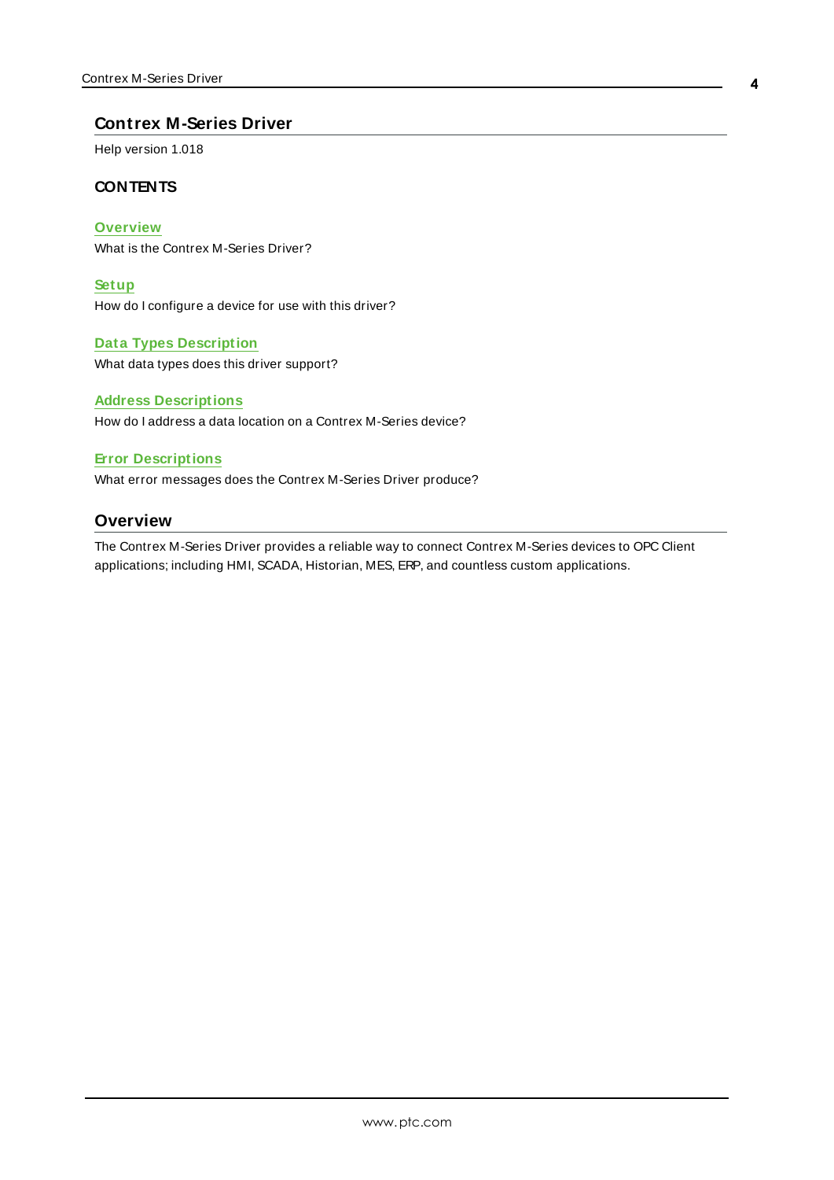# Contrex M-Series Driver

Help version 1.018

## CONTENTS

**Overview**
What is the Contrex M-Series Driver?

**Setup**
How do I configure a device for use with this driver?

**Data Types Description**
What data types does this driver support?

**Address Descriptions**
How do I address a data location on a Contrex M-Series device?

**Error Descriptions**
What error messages does the Contrex M-Series Driver produce?

# Overview

The Contrex M-Series Driver provides a reliable way to connect Contrex M-Series devices to OPC Client applications; including HMI, SCADA, Historian, MES, ERP, and countless custom applications.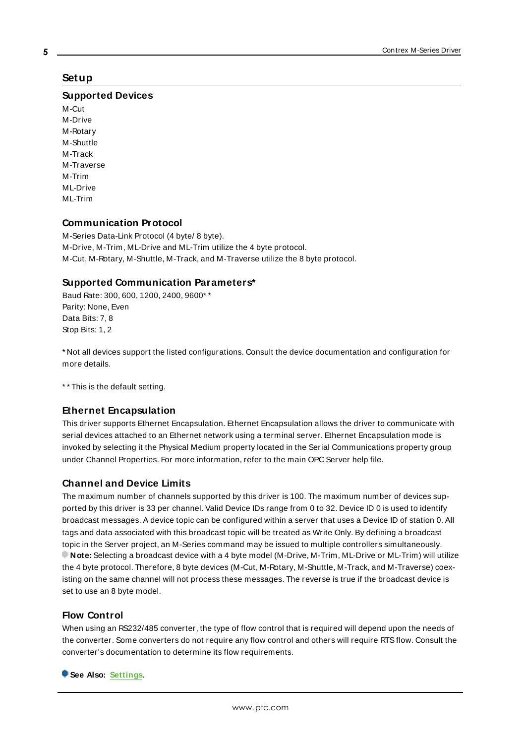# Setup

## Supported Devices

M-Cut
M-Drive
M-Rotary
M-Shuttle
M-Track
M-Traverse
M-Trim
ML-Drive
ML-Trim

## Communication Protocol

M-Series Data-Link Protocol (4 byte/ 8 byte).
M-Drive, M-Trim, ML-Drive and ML-Trim utilize the 4 byte protocol.
M-Cut, M-Rotary, M-Shuttle, M-Track, and M-Traverse utilize the 8 byte protocol.

## Supported Communication Parameters*

Baud Rate: 300, 600, 1200, 2400, 9600**
Parity: None, Even
Data Bits: 7, 8
Stop Bits: 1, 2

* Not all devices support the listed configurations. Consult the device documentation and configuration for more details.

** This is the default setting.

## Ethernet Encapsulation

This driver supports Ethernet Encapsulation. Ethernet Encapsulation allows the driver to communicate with serial devices attached to an Ethernet network using a terminal server. Ethernet Encapsulation mode is invoked by selecting it the Physical Medium property located in the Serial Communications property group under Channel Properties. For more information, refer to the main OPC Server help file.

## Channel and Device Limits

The maximum number of channels supported by this driver is 100. The maximum number of devices supported by this driver is 33 per channel. Valid Device IDs range from 0 to 32. Device ID 0 is used to identify broadcast messages. A device topic can be configured within a server that uses a Device ID of station 0. All tags and data associated with this broadcast topic will be treated as Write Only. By defining a broadcast topic in the Server project, an M-Series command may be issued to multiple controllers simultaneously.
**Note:** Selecting a broadcast device with a 4 byte model (M-Drive, M-Trim, ML-Drive or ML-Trim) will utilize the 4 byte protocol. Therefore, 8 byte devices (M-Cut, M-Rotary, M-Shuttle, M-Track, and M-Traverse) coexisting on the same channel will not process these messages. The reverse is true if the broadcast device is set to use an 8 byte model.

## Flow Control

When using an RS232/485 converter, the type of flow control that is required will depend upon the needs of the converter. Some converters do not require any flow control and others will require RTS flow. Consult the converter's documentation to determine its flow requirements.

**See Also:** **Settings**.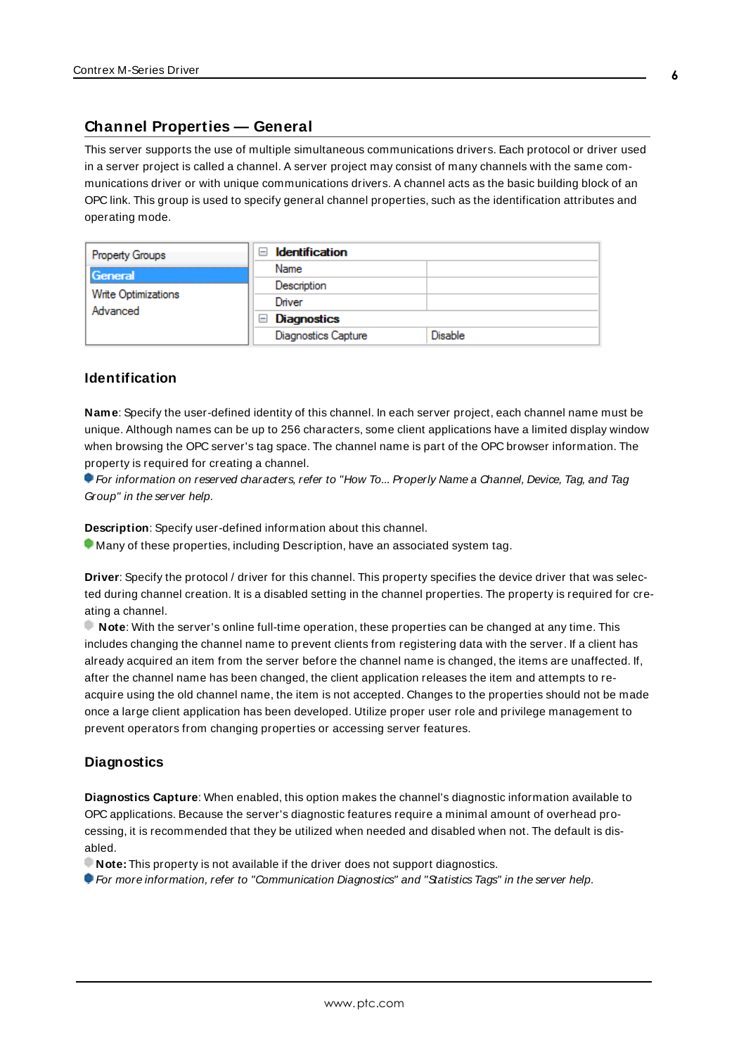## Channel Properties — General

This server supports the use of multiple simultaneous communications drivers. Each protocol or driver used in a server project is called a channel. A server project may consist of many channels with the same communications driver or with unique communications drivers. A channel acts as the basic building block of an OPC link. This group is used to specify general channel properties, such as the identification attributes and operating mode.

| Property Groups | Identification | |
|---|---|---|
| General | Name | |
| Write Optimizations | Description | |
| Advanced | Driver | |
| | Diagnostics | |
| | Diagnostics Capture | Disable |

### Identification

**Name**: Specify the user-defined identity of this channel. In each server project, each channel name must be unique. Although names can be up to 256 characters, some client applications have a limited display window when browsing the OPC server's tag space. The channel name is part of the OPC browser information. The property is required for creating a channel.

*For information on reserved characters, refer to "How To... Properly Name a Channel, Device, Tag, and Tag Group" in the server help.*

**Description**: Specify user-defined information about this channel.

Many of these properties, including Description, have an associated system tag.

**Driver**: Specify the protocol / driver for this channel. This property specifies the device driver that was selected during channel creation. It is a disabled setting in the channel properties. The property is required for creating a channel.

**Note**: With the server's online full-time operation, these properties can be changed at any time. This includes changing the channel name to prevent clients from registering data with the server. If a client has already acquired an item from the server before the channel name is changed, the items are unaffected. If, after the channel name has been changed, the client application releases the item and attempts to re-acquire using the old channel name, the item is not accepted. Changes to the properties should not be made once a large client application has been developed. Utilize proper user role and privilege management to prevent operators from changing properties or accessing server features.

### Diagnostics

**Diagnostics Capture**: When enabled, this option makes the channel's diagnostic information available to OPC applications. Because the server's diagnostic features require a minimal amount of overhead processing, it is recommended that they be utilized when needed and disabled when not. The default is disabled.

**Note:** This property is not available if the driver does not support diagnostics.

*For more information, refer to "Communication Diagnostics" and "Statistics Tags" in the server help.*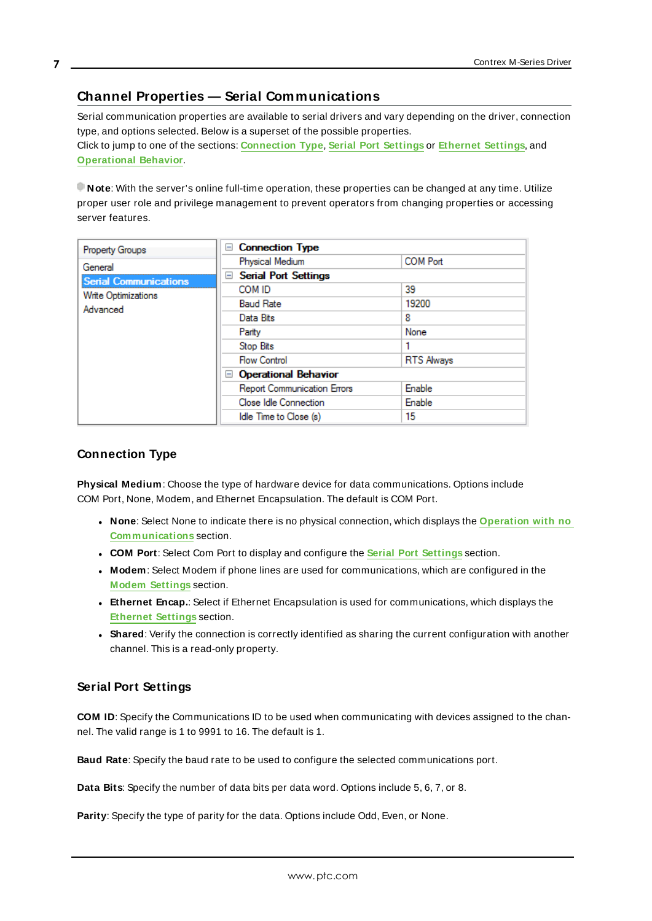## Channel Properties — Serial Communications

Serial communication properties are available to serial drivers and vary depending on the driver, connection type, and options selected. Below is a superset of the possible properties.
Click to jump to one of the sections: **Connection Type**, **Serial Port Settings** or **Ethernet Settings**, and **Operational Behavior**.

**Note**: With the server's online full-time operation, these properties can be changed at any time. Utilize proper user role and privilege management to prevent operators from changing properties or accessing server features.

| Property Groups | | |
|---|---|---|
| General | **Connection Type** | |
| **Serial Communications** | Physical Medium | COM Port |
| Write Optimizations | **Serial Port Settings** | |
| Advanced | COM ID | 39 |
| | Baud Rate | 19200 |
| | Data Bits | 8 |
| | Parity | None |
| | Stop Bits | 1 |
| | Flow Control | RTS Always |
| | **Operational Behavior** | |
| | Report Communication Errors | Enable |
| | Close Idle Connection | Enable |
| | Idle Time to Close (s) | 15 |

### Connection Type

**Physical Medium**: Choose the type of hardware device for data communications. Options include COM Port, None, Modem, and Ethernet Encapsulation. The default is COM Port.

- **None**: Select None to indicate there is no physical connection, which displays the **Operation with no Communications** section.
- **COM Port**: Select Com Port to display and configure the **Serial Port Settings** section.
- **Modem**: Select Modem if phone lines are used for communications, which are configured in the **Modem Settings** section.
- **Ethernet Encap.**: Select if Ethernet Encapsulation is used for communications, which displays the **Ethernet Settings** section.
- **Shared**: Verify the connection is correctly identified as sharing the current configuration with another channel. This is a read-only property.

### Serial Port Settings

**COM ID**: Specify the Communications ID to be used when communicating with devices assigned to the channel. The valid range is 1 to 9991 to 16. The default is 1.

**Baud Rate**: Specify the baud rate to be used to configure the selected communications port.

**Data Bits**: Specify the number of data bits per data word. Options include 5, 6, 7, or 8.

**Parity**: Specify the type of parity for the data. Options include Odd, Even, or None.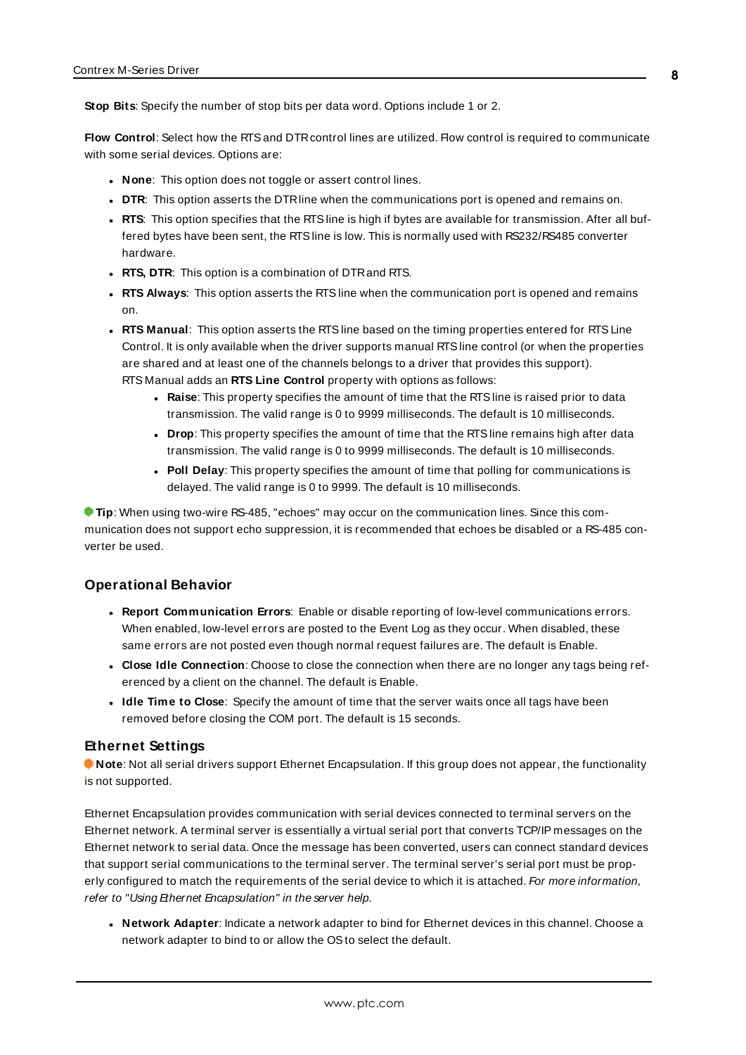**Stop Bits**: Specify the number of stop bits per data word. Options include 1 or 2.

**Flow Control**: Select how the RTS and DTR control lines are utilized. Flow control is required to communicate with some serial devices. Options are:

- **None**: This option does not toggle or assert control lines.
- **DTR**: This option asserts the DTR line when the communications port is opened and remains on.
- **RTS**: This option specifies that the RTS line is high if bytes are available for transmission. After all buffered bytes have been sent, the RTS line is low. This is normally used with RS232/RS485 converter hardware.
- **RTS, DTR**: This option is a combination of DTR and RTS.
- **RTS Always**: This option asserts the RTS line when the communication port is opened and remains on.
- **RTS Manual**: This option asserts the RTS line based on the timing properties entered for RTS Line Control. It is only available when the driver supports manual RTS line control (or when the properties are shared and at least one of the channels belongs to a driver that provides this support). RTS Manual adds an **RTS Line Control** property with options as follows:
  - **Raise**: This property specifies the amount of time that the RTS line is raised prior to data transmission. The valid range is 0 to 9999 milliseconds. The default is 10 milliseconds.
  - **Drop**: This property specifies the amount of time that the RTS line remains high after data transmission. The valid range is 0 to 9999 milliseconds. The default is 10 milliseconds.
  - **Poll Delay**: This property specifies the amount of time that polling for communications is delayed. The valid range is 0 to 9999. The default is 10 milliseconds.

**Tip**: When using two-wire RS-485, "echoes" may occur on the communication lines. Since this communication does not support echo suppression, it is recommended that echoes be disabled or a RS-485 converter be used.

## Operational Behavior

- **Report Communication Errors**: Enable or disable reporting of low-level communications errors. When enabled, low-level errors are posted to the Event Log as they occur. When disabled, these same errors are not posted even though normal request failures are. The default is Enable.
- **Close Idle Connection**: Choose to close the connection when there are no longer any tags being referenced by a client on the channel. The default is Enable.
- **Idle Time to Close**: Specify the amount of time that the server waits once all tags have been removed before closing the COM port. The default is 15 seconds.

## Ethernet Settings

**Note**: Not all serial drivers support Ethernet Encapsulation. If this group does not appear, the functionality is not supported.

Ethernet Encapsulation provides communication with serial devices connected to terminal servers on the Ethernet network. A terminal server is essentially a virtual serial port that converts TCP/IP messages on the Ethernet network to serial data. Once the message has been converted, users can connect standard devices that support serial communications to the terminal server. The terminal server's serial port must be properly configured to match the requirements of the serial device to which it is attached. *For more information, refer to "Using Ethernet Encapsulation" in the server help.*

- **Network Adapter**: Indicate a network adapter to bind for Ethernet devices in this channel. Choose a network adapter to bind to or allow the OS to select the default.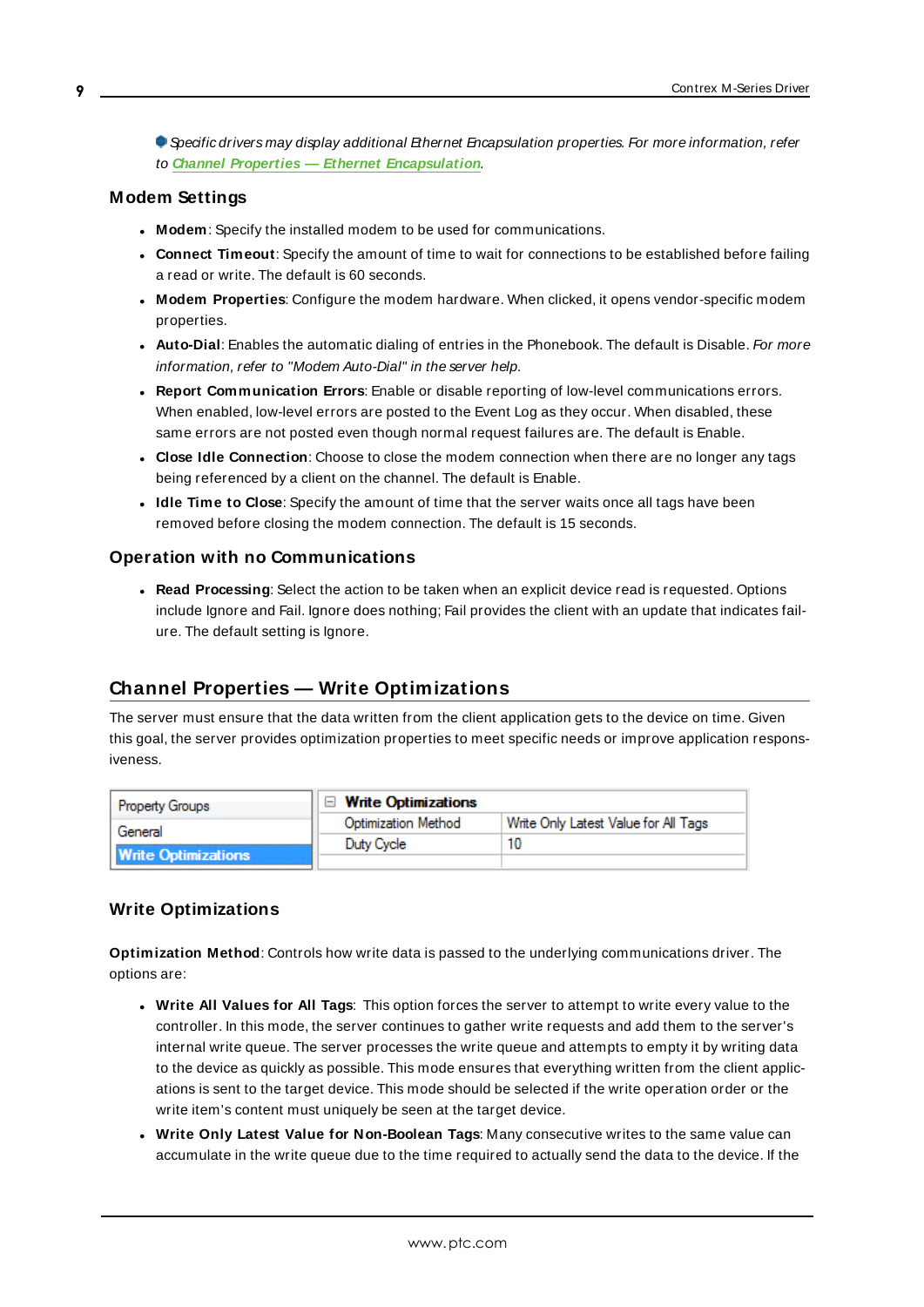Specific drivers may display additional Ethernet Encapsulation properties. For more information, refer to **Channel Properties — Ethernet Encapsulation**.

### Modem Settings

- **Modem**: Specify the installed modem to be used for communications.
- **Connect Timeout**: Specify the amount of time to wait for connections to be established before failing a read or write. The default is 60 seconds.
- **Modem Properties**: Configure the modem hardware. When clicked, it opens vendor-specific modem properties.
- **Auto-Dial**: Enables the automatic dialing of entries in the Phonebook. The default is Disable. *For more information, refer to "Modem Auto-Dial" in the server help.*
- **Report Communication Errors**: Enable or disable reporting of low-level communications errors. When enabled, low-level errors are posted to the Event Log as they occur. When disabled, these same errors are not posted even though normal request failures are. The default is Enable.
- **Close Idle Connection**: Choose to close the modem connection when there are no longer any tags being referenced by a client on the channel. The default is Enable.
- **Idle Time to Close**: Specify the amount of time that the server waits once all tags have been removed before closing the modem connection. The default is 15 seconds.

### Operation with no Communications

- **Read Processing**: Select the action to be taken when an explicit device read is requested. Options include Ignore and Fail. Ignore does nothing; Fail provides the client with an update that indicates failure. The default setting is Ignore.

## Channel Properties — Write Optimizations

The server must ensure that the data written from the client application gets to the device on time. Given this goal, the server provides optimization properties to meet specific needs or improve application responsiveness.

| Property Groups | Write Optimizations | |
|---|---|---|
| General | Optimization Method | Write Only Latest Value for All Tags |
| **Write Optimizations** | Duty Cycle | 10 |

### Write Optimizations

**Optimization Method**: Controls how write data is passed to the underlying communications driver. The options are:

- **Write All Values for All Tags**: This option forces the server to attempt to write every value to the controller. In this mode, the server continues to gather write requests and add them to the server's internal write queue. The server processes the write queue and attempts to empty it by writing data to the device as quickly as possible. This mode ensures that everything written from the client applications is sent to the target device. This mode should be selected if the write operation order or the write item's content must uniquely be seen at the target device.
- **Write Only Latest Value for Non-Boolean Tags**: Many consecutive writes to the same value can accumulate in the write queue due to the time required to actually send the data to the device. If the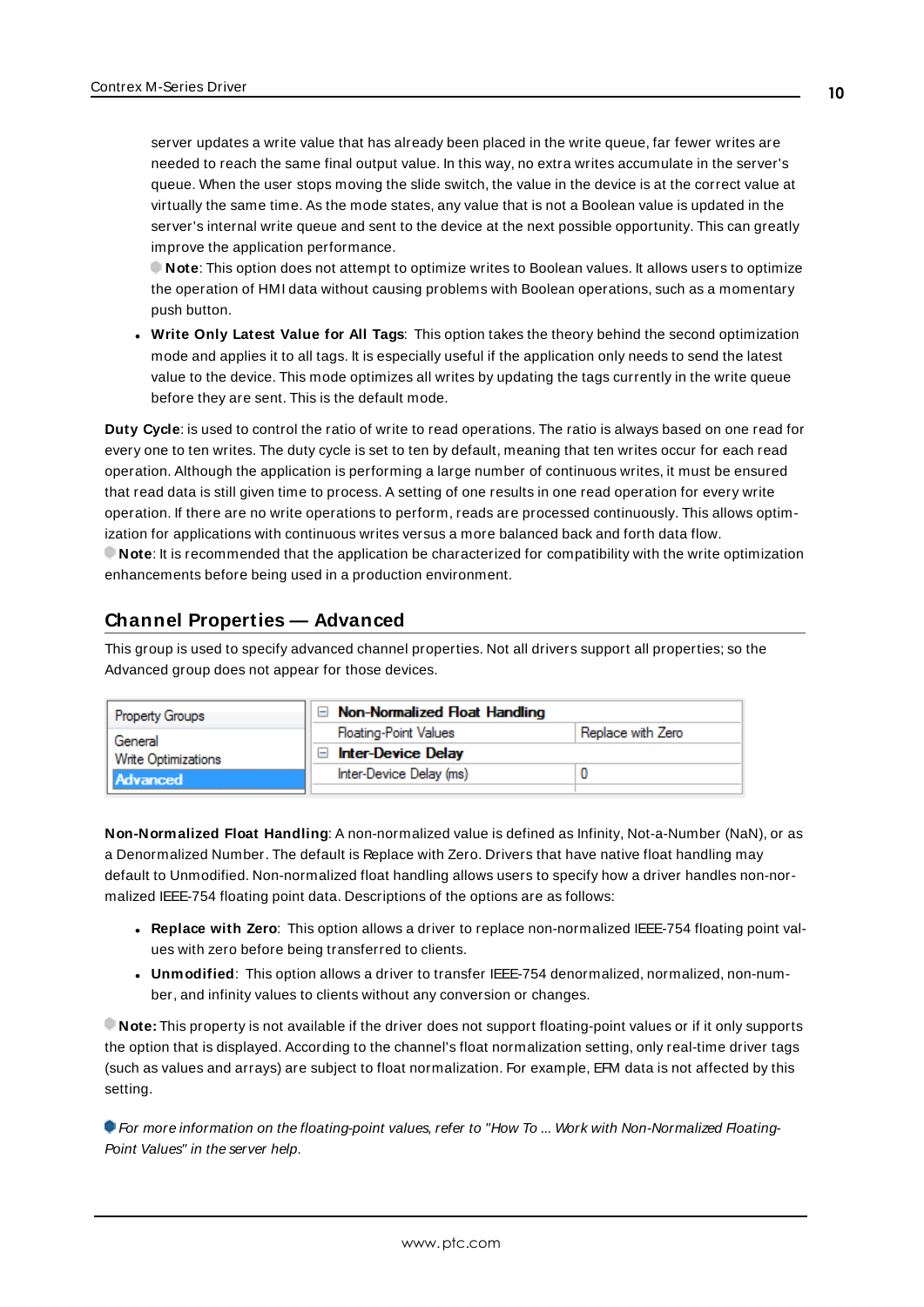server updates a write value that has already been placed in the write queue, far fewer writes are needed to reach the same final output value. In this way, no extra writes accumulate in the server's queue. When the user stops moving the slide switch, the value in the device is at the correct value at virtually the same time. As the mode states, any value that is not a Boolean value is updated in the server's internal write queue and sent to the device at the next possible opportunity. This can greatly improve the application performance.

**Note**: This option does not attempt to optimize writes to Boolean values. It allows users to optimize the operation of HMI data without causing problems with Boolean operations, such as a momentary push button.

- **Write Only Latest Value for All Tags**: This option takes the theory behind the second optimization mode and applies it to all tags. It is especially useful if the application only needs to send the latest value to the device. This mode optimizes all writes by updating the tags currently in the write queue before they are sent. This is the default mode.

**Duty Cycle**: is used to control the ratio of write to read operations. The ratio is always based on one read for every one to ten writes. The duty cycle is set to ten by default, meaning that ten writes occur for each read operation. Although the application is performing a large number of continuous writes, it must be ensured that read data is still given time to process. A setting of one results in one read operation for every write operation. If there are no write operations to perform, reads are processed continuously. This allows optimization for applications with continuous writes versus a more balanced back and forth data flow.

**Note**: It is recommended that the application be characterized for compatibility with the write optimization enhancements before being used in a production environment.

## Channel Properties — Advanced

This group is used to specify advanced channel properties. Not all drivers support all properties; so the Advanced group does not appear for those devices.

| Property Groups | | |
|---|---|---|
| General | **Non-Normalized Float Handling** | |
| Write Optimizations | Floating-Point Values | Replace with Zero |
| Advanced | **Inter-Device Delay** | |
| | Inter-Device Delay (ms) | 0 |

**Non-Normalized Float Handling**: A non-normalized value is defined as Infinity, Not-a-Number (NaN), or as a Denormalized Number. The default is Replace with Zero. Drivers that have native float handling may default to Unmodified. Non-normalized float handling allows users to specify how a driver handles non-normalized IEEE-754 floating point data. Descriptions of the options are as follows:

- **Replace with Zero**: This option allows a driver to replace non-normalized IEEE-754 floating point values with zero before being transferred to clients.
- **Unmodified**: This option allows a driver to transfer IEEE-754 denormalized, normalized, non-number, and infinity values to clients without any conversion or changes.

**Note:** This property is not available if the driver does not support floating-point values or if it only supports the option that is displayed. According to the channel's float normalization setting, only real-time driver tags (such as values and arrays) are subject to float normalization. For example, EFM data is not affected by this setting.

*For more information on the floating-point values, refer to "How To ... Work with Non-Normalized Floating-Point Values" in the server help.*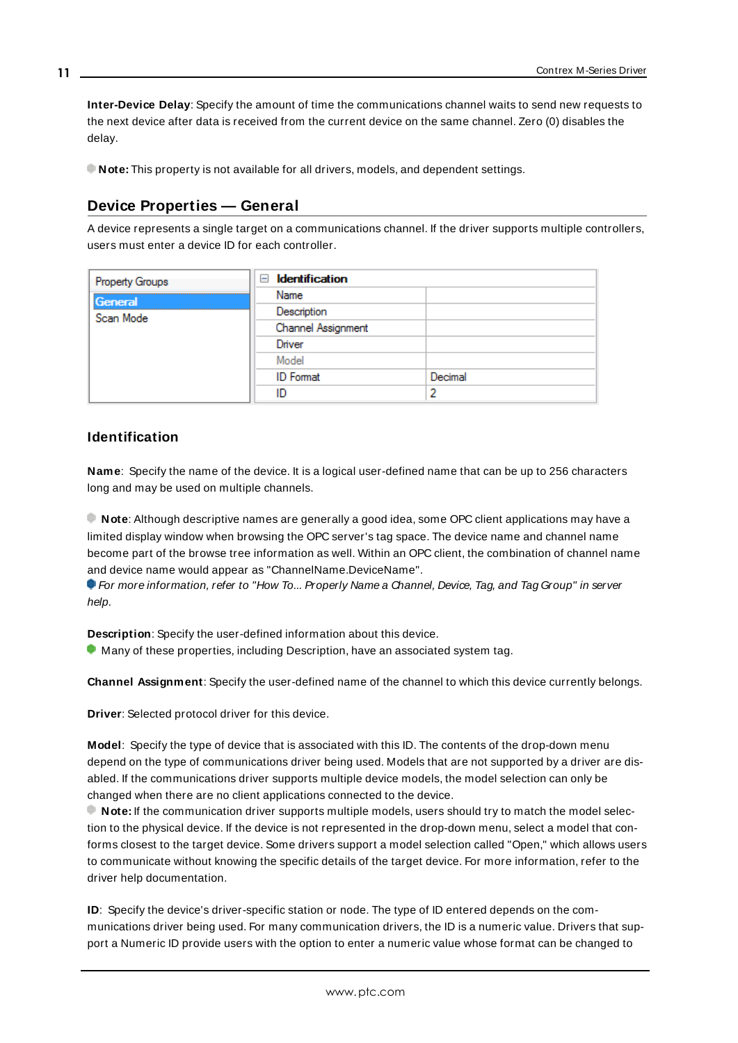**Inter-Device Delay**: Specify the amount of time the communications channel waits to send new requests to the next device after data is received from the current device on the same channel. Zero (0) disables the delay.

**Note:** This property is not available for all drivers, models, and dependent settings.

## Device Properties — General

A device represents a single target on a communications channel. If the driver supports multiple controllers, users must enter a device ID for each controller.

| Property Groups | Identification | |
|---|---|---|
| General | Name | |
| Scan Mode | Description | |
| | Channel Assignment | |
| | Driver | |
| | Model | |
| | ID Format | Decimal |
| | ID | 2 |

### Identification

**Name**: Specify the name of the device. It is a logical user-defined name that can be up to 256 characters long and may be used on multiple channels.

**Note**: Although descriptive names are generally a good idea, some OPC client applications may have a limited display window when browsing the OPC server's tag space. The device name and channel name become part of the browse tree information as well. Within an OPC client, the combination of channel name and device name would appear as "ChannelName.DeviceName".

*For more information, refer to "How To... Properly Name a Channel, Device, Tag, and Tag Group" in server help.*

**Description**: Specify the user-defined information about this device.

Many of these properties, including Description, have an associated system tag.

**Channel Assignment**: Specify the user-defined name of the channel to which this device currently belongs.

**Driver**: Selected protocol driver for this device.

**Model**: Specify the type of device that is associated with this ID. The contents of the drop-down menu depend on the type of communications driver being used. Models that are not supported by a driver are disabled. If the communications driver supports multiple device models, the model selection can only be changed when there are no client applications connected to the device.

**Note:** If the communication driver supports multiple models, users should try to match the model selection to the physical device. If the device is not represented in the drop-down menu, select a model that conforms closest to the target device. Some drivers support a model selection called "Open," which allows users to communicate without knowing the specific details of the target device. For more information, refer to the driver help documentation.

**ID**: Specify the device's driver-specific station or node. The type of ID entered depends on the communications driver being used. For many communication drivers, the ID is a numeric value. Drivers that support a Numeric ID provide users with the option to enter a numeric value whose format can be changed to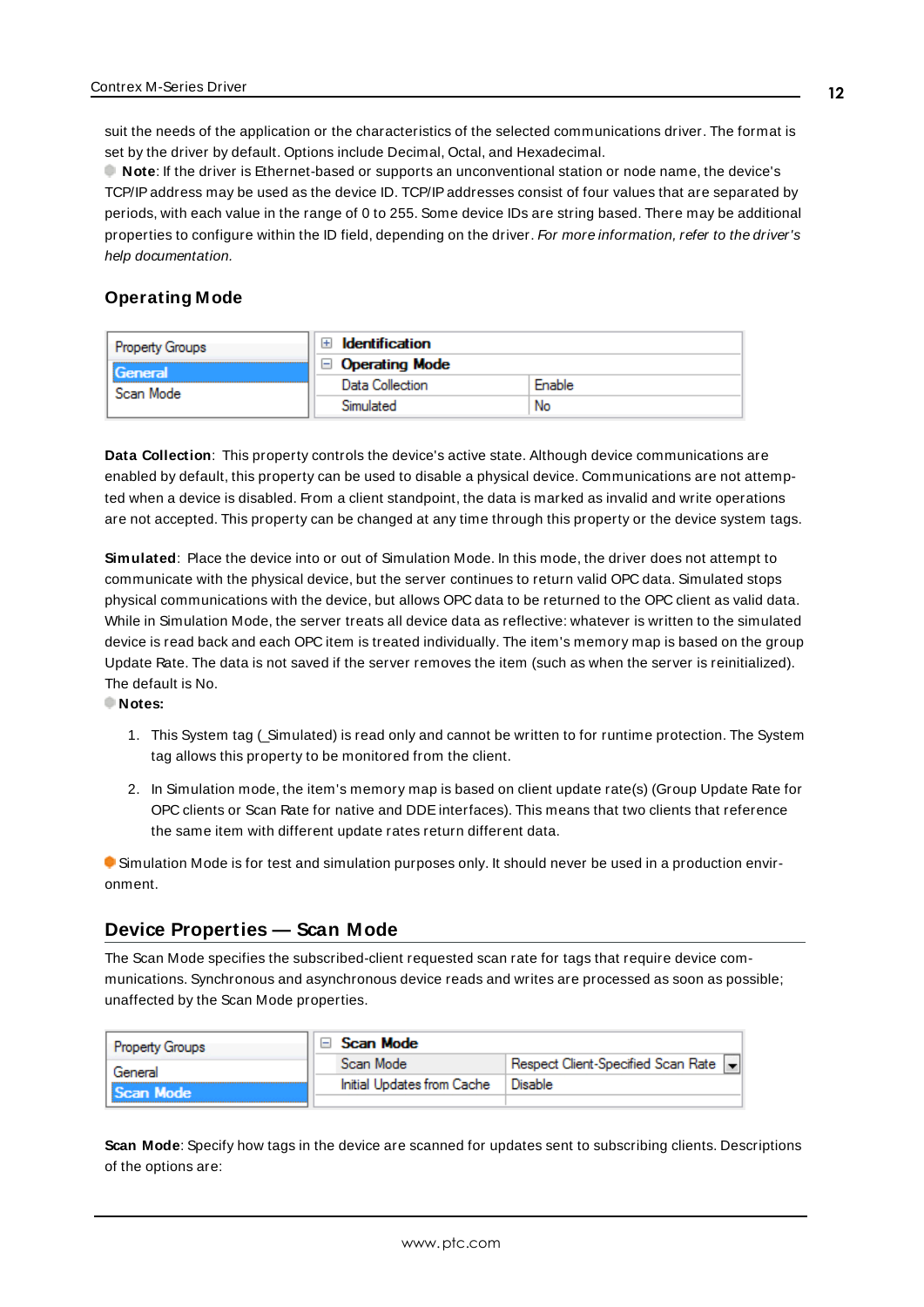suit the needs of the application or the characteristics of the selected communications driver. The format is set by the driver by default. Options include Decimal, Octal, and Hexadecimal.

**Note**: If the driver is Ethernet-based or supports an unconventional station or node name, the device's TCP/IP address may be used as the device ID. TCP/IP addresses consist of four values that are separated by periods, with each value in the range of 0 to 255. Some device IDs are string based. There may be additional properties to configure within the ID field, depending on the driver. *For more information, refer to the driver's help documentation.*

### Operating Mode

| Property Groups | | |
|---|---|---|
| General | ⊞ **Identification** | |
| Scan Mode | ⊟ **Operating Mode** | |
| | Data Collection | Enable |
| | Simulated | No |

**Data Collection**: This property controls the device's active state. Although device communications are enabled by default, this property can be used to disable a physical device. Communications are not attempted when a device is disabled. From a client standpoint, the data is marked as invalid and write operations are not accepted. This property can be changed at any time through this property or the device system tags.

**Simulated**: Place the device into or out of Simulation Mode. In this mode, the driver does not attempt to communicate with the physical device, but the server continues to return valid OPC data. Simulated stops physical communications with the device, but allows OPC data to be returned to the OPC client as valid data. While in Simulation Mode, the server treats all device data as reflective: whatever is written to the simulated device is read back and each OPC item is treated individually. The item's memory map is based on the group Update Rate. The data is not saved if the server removes the item (such as when the server is reinitialized). The default is No.

**Notes:**

1. This System tag (_Simulated) is read only and cannot be written to for runtime protection. The System tag allows this property to be monitored from the client.

2. In Simulation mode, the item's memory map is based on client update rate(s) (Group Update Rate for OPC clients or Scan Rate for native and DDE interfaces). This means that two clients that reference the same item with different update rates return different data.

Simulation Mode is for test and simulation purposes only. It should never be used in a production environment.

## Device Properties — Scan Mode

The Scan Mode specifies the subscribed-client requested scan rate for tags that require device communications. Synchronous and asynchronous device reads and writes are processed as soon as possible; unaffected by the Scan Mode properties.

| Property Groups | | |
|---|---|---|
| General | ⊟ **Scan Mode** | |
| Scan Mode | Scan Mode | Respect Client-Specified Scan Rate |
| | Initial Updates from Cache | Disable |

**Scan Mode**: Specify how tags in the device are scanned for updates sent to subscribing clients. Descriptions of the options are: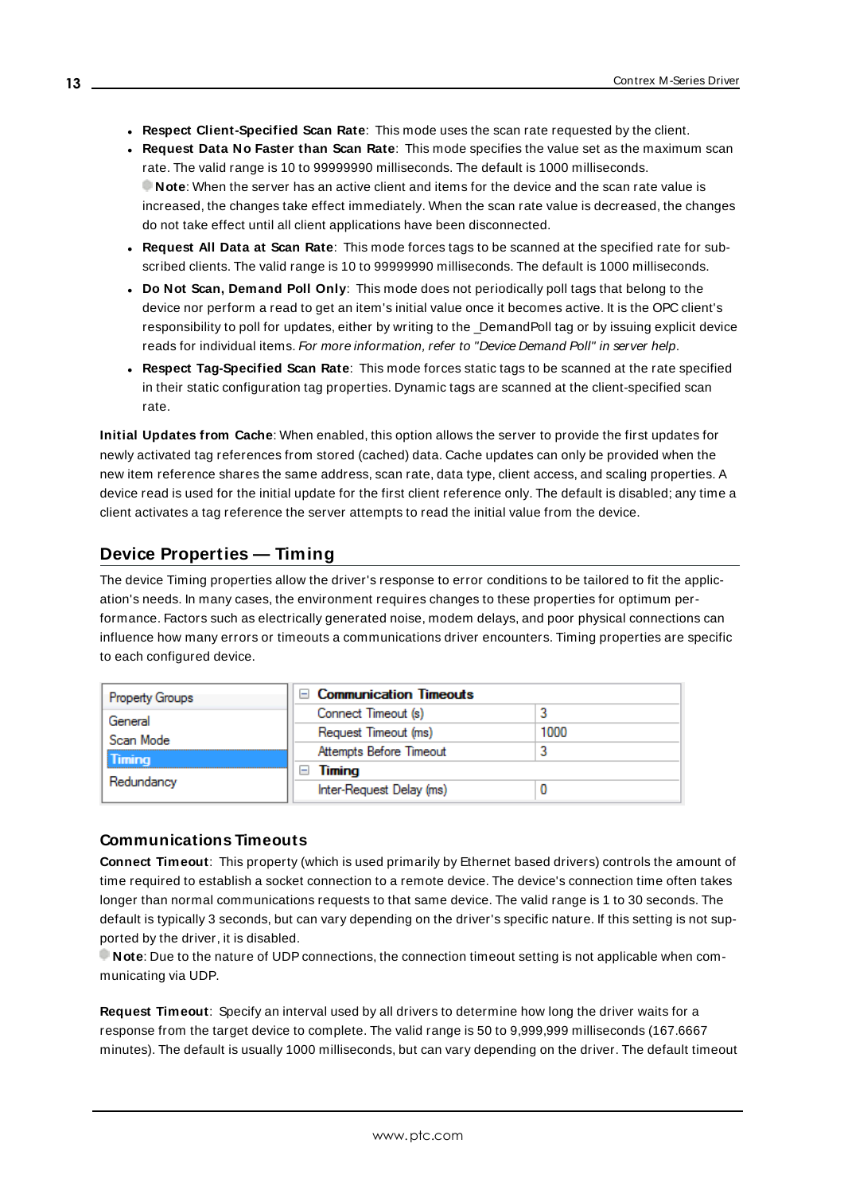- **Respect Client-Specified Scan Rate**: This mode uses the scan rate requested by the client.
- **Request Data No Faster than Scan Rate**: This mode specifies the value set as the maximum scan rate. The valid range is 10 to 99999990 milliseconds. The default is 1000 milliseconds.
  **Note**: When the server has an active client and items for the device and the scan rate value is increased, the changes take effect immediately. When the scan rate value is decreased, the changes do not take effect until all client applications have been disconnected.
- **Request All Data at Scan Rate**: This mode forces tags to be scanned at the specified rate for subscribed clients. The valid range is 10 to 99999990 milliseconds. The default is 1000 milliseconds.
- **Do Not Scan, Demand Poll Only**: This mode does not periodically poll tags that belong to the device nor perform a read to get an item's initial value once it becomes active. It is the OPC client's responsibility to poll for updates, either by writing to the _DemandPoll tag or by issuing explicit device reads for individual items. *For more information, refer to "Device Demand Poll" in server help*.
- **Respect Tag-Specified Scan Rate**: This mode forces static tags to be scanned at the rate specified in their static configuration tag properties. Dynamic tags are scanned at the client-specified scan rate.

**Initial Updates from Cache**: When enabled, this option allows the server to provide the first updates for newly activated tag references from stored (cached) data. Cache updates can only be provided when the new item reference shares the same address, scan rate, data type, client access, and scaling properties. A device read is used for the initial update for the first client reference only. The default is disabled; any time a client activates a tag reference the server attempts to read the initial value from the device.

## Device Properties — Timing

The device Timing properties allow the driver's response to error conditions to be tailored to fit the application's needs. In many cases, the environment requires changes to these properties for optimum performance. Factors such as electrically generated noise, modem delays, and poor physical connections can influence how many errors or timeouts a communications driver encounters. Timing properties are specific to each configured device.

| Property Groups | | |
|---|---|---|
| General | **Communication Timeouts** | |
| Scan Mode | Connect Timeout (s) | 3 |
| **Timing** | Request Timeout (ms) | 1000 |
| Redundancy | Attempts Before Timeout | 3 |
| | **Timing** | |
| | Inter-Request Delay (ms) | 0 |

### Communications Timeouts

**Connect Timeout**: This property (which is used primarily by Ethernet based drivers) controls the amount of time required to establish a socket connection to a remote device. The device's connection time often takes longer than normal communications requests to that same device. The valid range is 1 to 30 seconds. The default is typically 3 seconds, but can vary depending on the driver's specific nature. If this setting is not supported by the driver, it is disabled.
**Note**: Due to the nature of UDP connections, the connection timeout setting is not applicable when communicating via UDP.

**Request Timeout**: Specify an interval used by all drivers to determine how long the driver waits for a response from the target device to complete. The valid range is 50 to 9,999,999 milliseconds (167.6667 minutes). The default is usually 1000 milliseconds, but can vary depending on the driver. The default timeout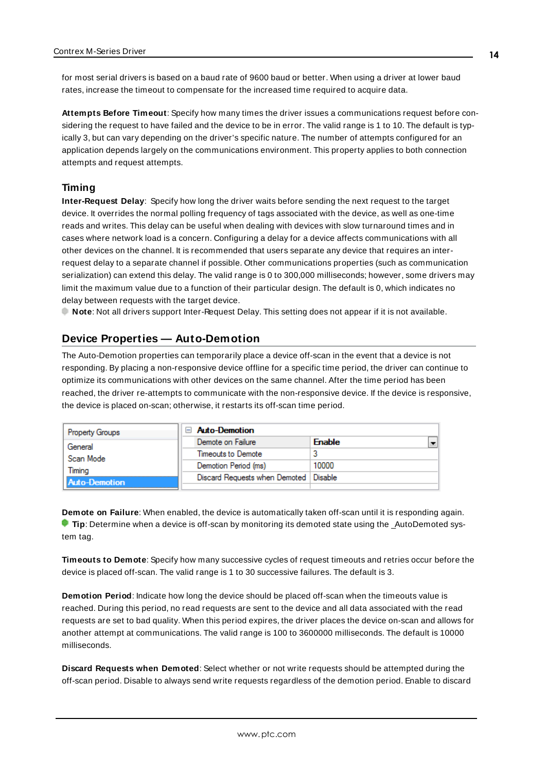for most serial drivers is based on a baud rate of 9600 baud or better. When using a driver at lower baud rates, increase the timeout to compensate for the increased time required to acquire data.

**Attempts Before Timeout**: Specify how many times the driver issues a communications request before considering the request to have failed and the device to be in error. The valid range is 1 to 10. The default is typically 3, but can vary depending on the driver's specific nature. The number of attempts configured for an application depends largely on the communications environment. This property applies to both connection attempts and request attempts.

### Timing

**Inter-Request Delay**: Specify how long the driver waits before sending the next request to the target device. It overrides the normal polling frequency of tags associated with the device, as well as one-time reads and writes. This delay can be useful when dealing with devices with slow turnaround times and in cases where network load is a concern. Configuring a delay for a device affects communications with all other devices on the channel. It is recommended that users separate any device that requires an inter-request delay to a separate channel if possible. Other communications properties (such as communication serialization) can extend this delay. The valid range is 0 to 300,000 milliseconds; however, some drivers may limit the maximum value due to a function of their particular design. The default is 0, which indicates no delay between requests with the target device.

**Note**: Not all drivers support Inter-Request Delay. This setting does not appear if it is not available.

## Device Properties — Auto-Demotion

The Auto-Demotion properties can temporarily place a device off-scan in the event that a device is not responding. By placing a non-responsive device offline for a specific time period, the driver can continue to optimize its communications with other devices on the same channel. After the time period has been reached, the driver re-attempts to communicate with the non-responsive device. If the device is responsive, the device is placed on-scan; otherwise, it restarts its off-scan time period.

| Property Groups | Auto-Demotion | |
|---|---|---|
| General | Demote on Failure | Enable |
| Scan Mode | Timeouts to Demote | 3 |
| Timing | Demotion Period (ms) | 10000 |
| Auto-Demotion | Discard Requests when Demoted | Disable |

**Demote on Failure**: When enabled, the device is automatically taken off-scan until it is responding again.

**Tip**: Determine when a device is off-scan by monitoring its demoted state using the _AutoDemoted system tag.

**Timeouts to Demote**: Specify how many successive cycles of request timeouts and retries occur before the device is placed off-scan. The valid range is 1 to 30 successive failures. The default is 3.

**Demotion Period**: Indicate how long the device should be placed off-scan when the timeouts value is reached. During this period, no read requests are sent to the device and all data associated with the read requests are set to bad quality. When this period expires, the driver places the device on-scan and allows for another attempt at communications. The valid range is 100 to 3600000 milliseconds. The default is 10000 milliseconds.

**Discard Requests when Demoted**: Select whether or not write requests should be attempted during the off-scan period. Disable to always send write requests regardless of the demotion period. Enable to discard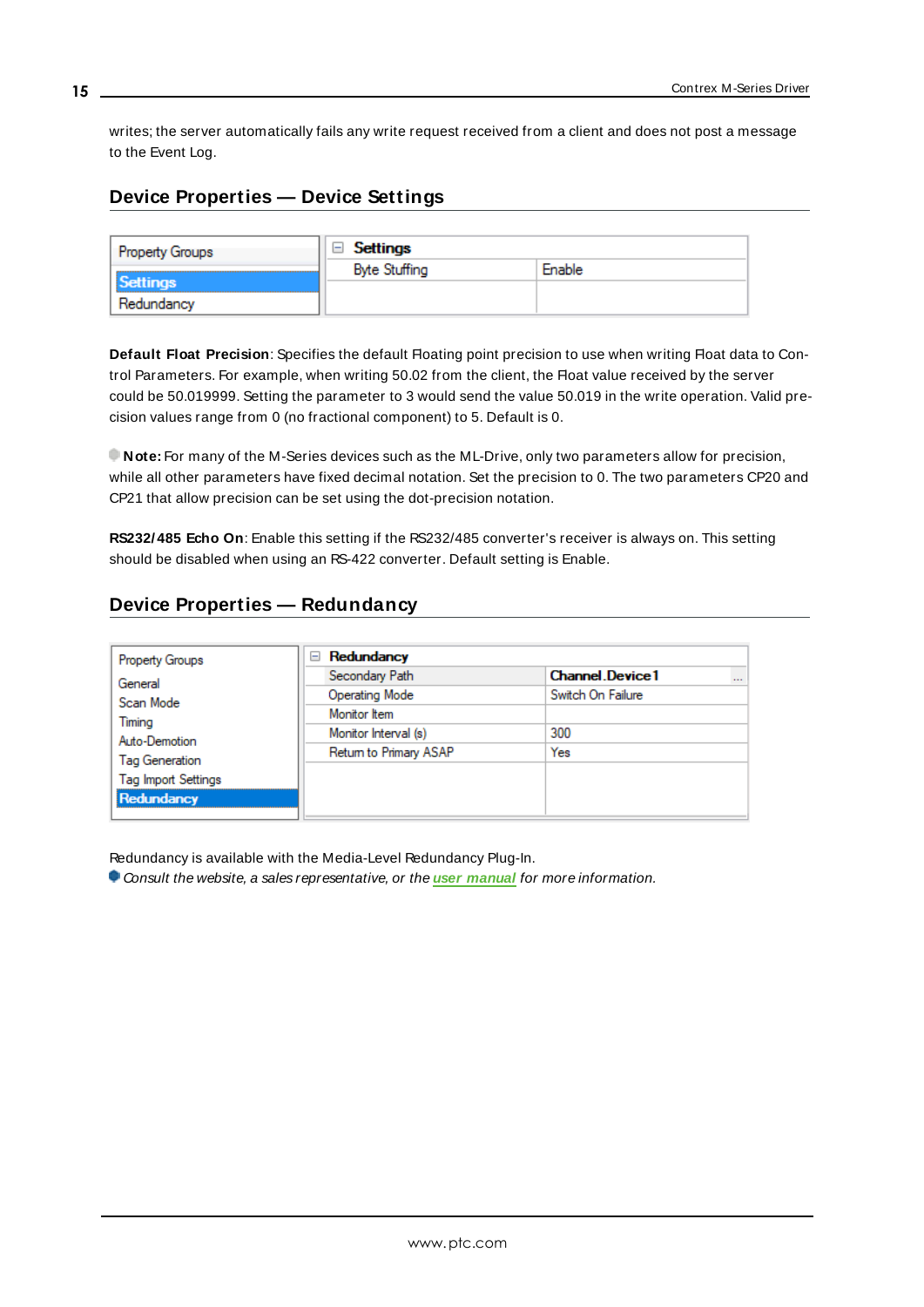writes; the server automatically fails any write request received from a client and does not post a message to the Event Log.

## Device Properties — Device Settings

| Property Groups | Settings | |
|---|---|---|
| **Settings** | Byte Stuffing | Enable |
| Redundancy | | |

**Default Float Precision**: Specifies the default Floating point precision to use when writing Float data to Control Parameters. For example, when writing 50.02 from the client, the Float value received by the server could be 50.019999. Setting the parameter to 3 would send the value 50.019 in the write operation. Valid precision values range from 0 (no fractional component) to 5. Default is 0.

**Note:** For many of the M-Series devices such as the ML-Drive, only two parameters allow for precision, while all other parameters have fixed decimal notation. Set the precision to 0. The two parameters CP20 and CP21 that allow precision can be set using the dot-precision notation.

**RS232/485 Echo On**: Enable this setting if the RS232/485 converter's receiver is always on. This setting should be disabled when using an RS-422 converter. Default setting is Enable.

## Device Properties — Redundancy

| Property Groups | Redundancy | |
|---|---|---|
| General | Secondary Path | **Channel.Device1** |
| Scan Mode | Operating Mode | Switch On Failure |
| Timing | Monitor Item | |
| Auto-Demotion | Monitor Interval (s) | 300 |
| Tag Generation | Return to Primary ASAP | Yes |
| Tag Import Settings | | |
| **Redundancy** | | |

Redundancy is available with the Media-Level Redundancy Plug-In.

*Consult the website, a sales representative, or the* ***user manual*** *for more information.*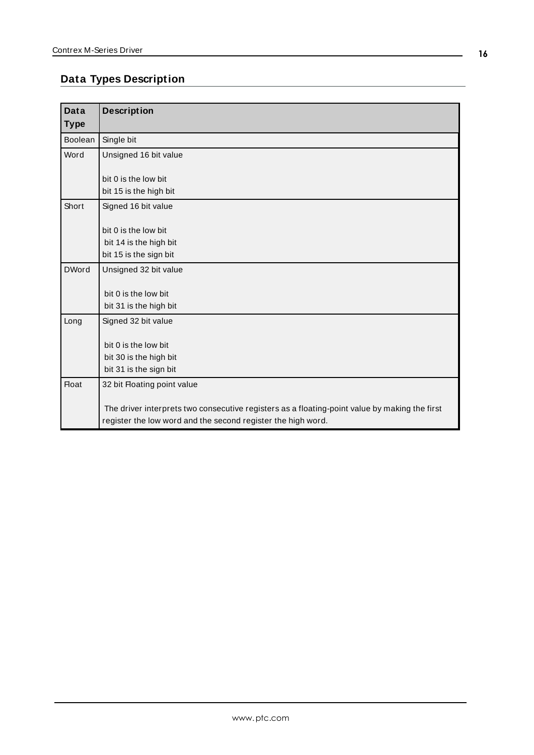## Data Types Description

| Data Type | Description |
|---|---|
| Boolean | Single bit |
| Word | Unsigned 16 bit value<br><br>bit 0 is the low bit<br>bit 15 is the high bit |
| Short | Signed 16 bit value<br><br>bit 0 is the low bit<br>bit 14 is the high bit<br>bit 15 is the sign bit |
| DWord | Unsigned 32 bit value<br><br>bit 0 is the low bit<br>bit 31 is the high bit |
| Long | Signed 32 bit value<br><br>bit 0 is the low bit<br>bit 30 is the high bit<br>bit 31 is the sign bit |
| Float | 32 bit Floating point value<br><br>The driver interprets two consecutive registers as a floating-point value by making the first register the low word and the second register the high word. |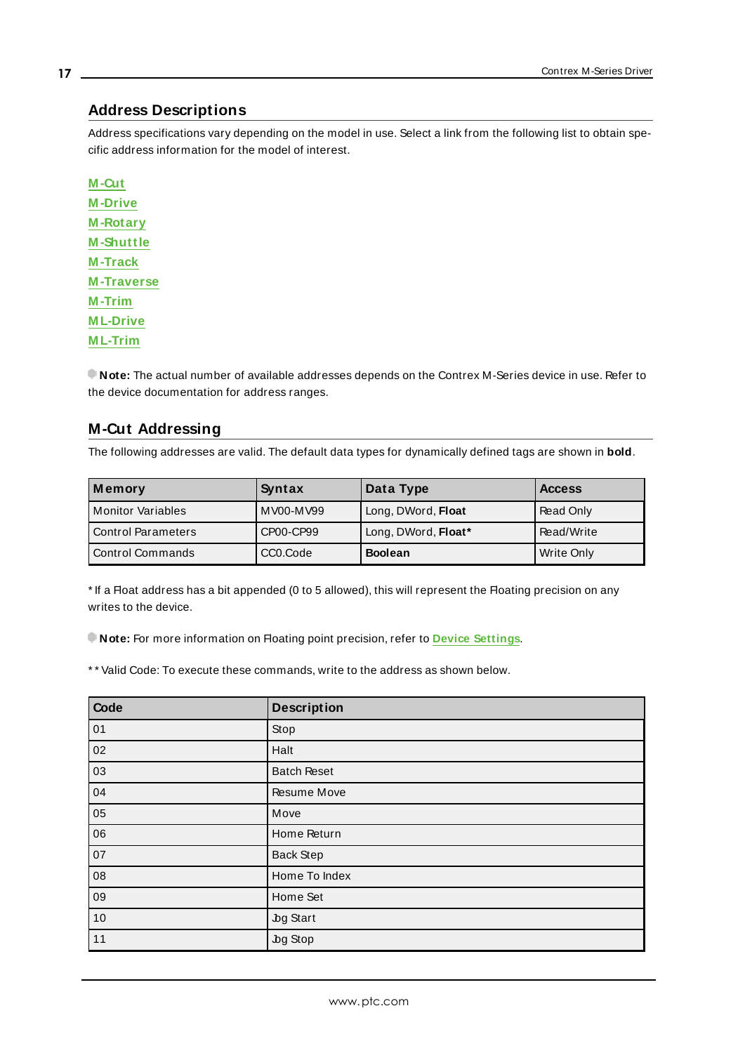## Address Descriptions

Address specifications vary depending on the model in use. Select a link from the following list to obtain specific address information for the model of interest.

**M-Cut**
**M-Drive**
**M-Rotary**
**M-Shuttle**
**M-Track**
**M-Traverse**
**M-Trim**
**ML-Drive**
**ML-Trim**

**Note:** The actual number of available addresses depends on the Contrex M-Series device in use. Refer to the device documentation for address ranges.

## M-Cut Addressing

The following addresses are valid. The default data types for dynamically defined tags are shown in **bold**.

| Memory | Syntax | Data Type | Access |
|---|---|---|---|
| Monitor Variables | MV00-MV99 | Long, DWord, **Float** | Read Only |
| Control Parameters | CP00-CP99 | Long, DWord, **Float*** | Read/Write |
| Control Commands | CC0.Code | **Boolean** | Write Only |

* If a Float address has a bit appended (0 to 5 allowed), this will represent the Floating precision on any writes to the device.

**Note:** For more information on Floating point precision, refer to **Device Settings**.

** Valid Code: To execute these commands, write to the address as shown below.

| Code | Description |
|---|---|
| 01 | Stop |
| 02 | Halt |
| 03 | Batch Reset |
| 04 | Resume Move |
| 05 | Move |
| 06 | Home Return |
| 07 | Back Step |
| 08 | Home To Index |
| 09 | Home Set |
| 10 | Jog Start |
| 11 | Jog Stop |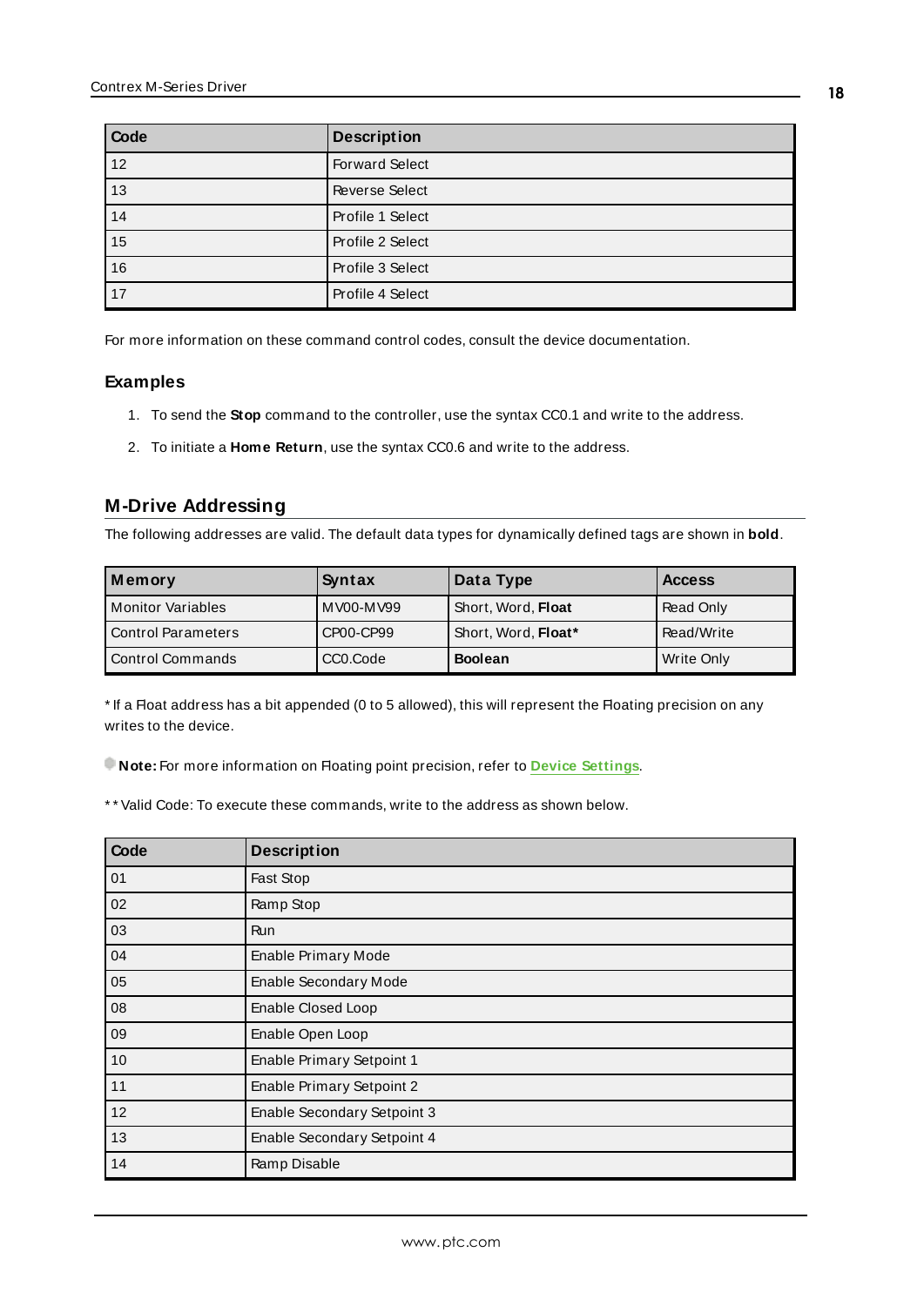| Code | Description |
| --- | --- |
| 12 | Forward Select |
| 13 | Reverse Select |
| 14 | Profile 1 Select |
| 15 | Profile 2 Select |
| 16 | Profile 3 Select |
| 17 | Profile 4 Select |

For more information on these command control codes, consult the device documentation.

### Examples

1. To send the **Stop** command to the controller, use the syntax CC0.1 and write to the address.
2. To initiate a **Home Return**, use the syntax CC0.6 and write to the address.

## M-Drive Addressing

The following addresses are valid. The default data types for dynamically defined tags are shown in **bold**.

| Memory | Syntax | Data Type | Access |
| --- | --- | --- | --- |
| Monitor Variables | MV00-MV99 | Short, Word, **Float** | Read Only |
| Control Parameters | CP00-CP99 | Short, Word, **Float*** | Read/Write |
| Control Commands | CC0.Code | **Boolean** | Write Only |

* If a Float address has a bit appended (0 to 5 allowed), this will represent the Floating precision on any writes to the device.

**Note:** For more information on Floating point precision, refer to **Device Settings**.

** Valid Code: To execute these commands, write to the address as shown below.

| Code | Description |
| --- | --- |
| 01 | Fast Stop |
| 02 | Ramp Stop |
| 03 | Run |
| 04 | Enable Primary Mode |
| 05 | Enable Secondary Mode |
| 08 | Enable Closed Loop |
| 09 | Enable Open Loop |
| 10 | Enable Primary Setpoint 1 |
| 11 | Enable Primary Setpoint 2 |
| 12 | Enable Secondary Setpoint 3 |
| 13 | Enable Secondary Setpoint 4 |
| 14 | Ramp Disable |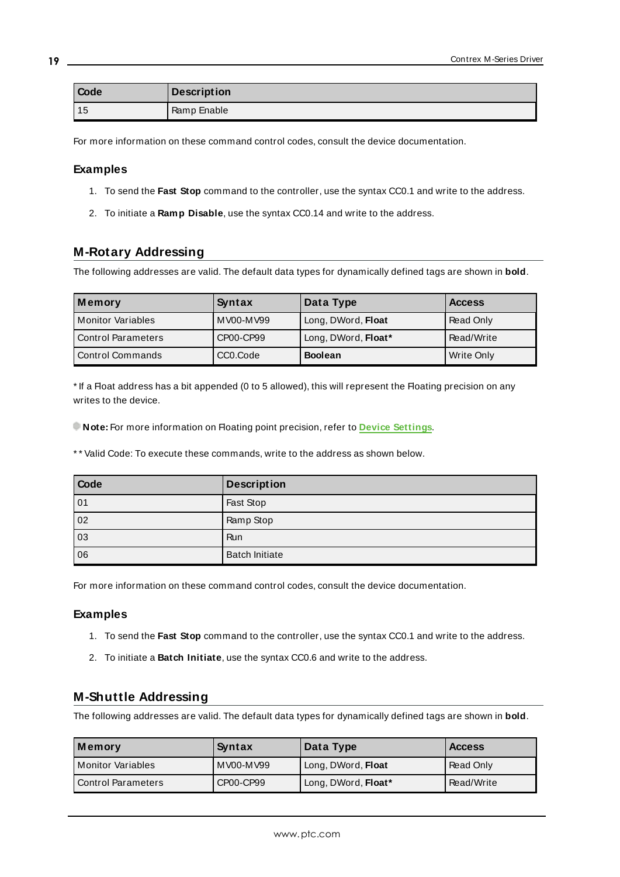| Code | Description |
|---|---|
| 15 | Ramp Enable |

For more information on these command control codes, consult the device documentation.

### Examples

1. To send the **Fast Stop** command to the controller, use the syntax CC0.1 and write to the address.
2. To initiate a **Ramp Disable**, use the syntax CC0.14 and write to the address.

## M-Rotary Addressing

The following addresses are valid. The default data types for dynamically defined tags are shown in **bold**.

| Memory | Syntax | Data Type | Access |
|---|---|---|---|
| Monitor Variables | MV00-MV99 | Long, DWord, **Float** | Read Only |
| Control Parameters | CP00-CP99 | Long, DWord, **Float*** | Read/Write |
| Control Commands | CC0.Code | **Boolean** | Write Only |

* If a Float address has a bit appended (0 to 5 allowed), this will represent the Floating precision on any writes to the device.

**Note:** For more information on Floating point precision, refer to **Device Settings**.

** Valid Code: To execute these commands, write to the address as shown below.

| Code | Description |
|---|---|
| 01 | Fast Stop |
| 02 | Ramp Stop |
| 03 | Run |
| 06 | Batch Initiate |

For more information on these command control codes, consult the device documentation.

### Examples

1. To send the **Fast Stop** command to the controller, use the syntax CC0.1 and write to the address.
2. To initiate a **Batch Initiate**, use the syntax CC0.6 and write to the address.

## M-Shuttle Addressing

The following addresses are valid. The default data types for dynamically defined tags are shown in **bold**.

| Memory | Syntax | Data Type | Access |
|---|---|---|---|
| Monitor Variables | MV00-MV99 | Long, DWord, **Float** | Read Only |
| Control Parameters | CP00-CP99 | Long, DWord, **Float*** | Read/Write |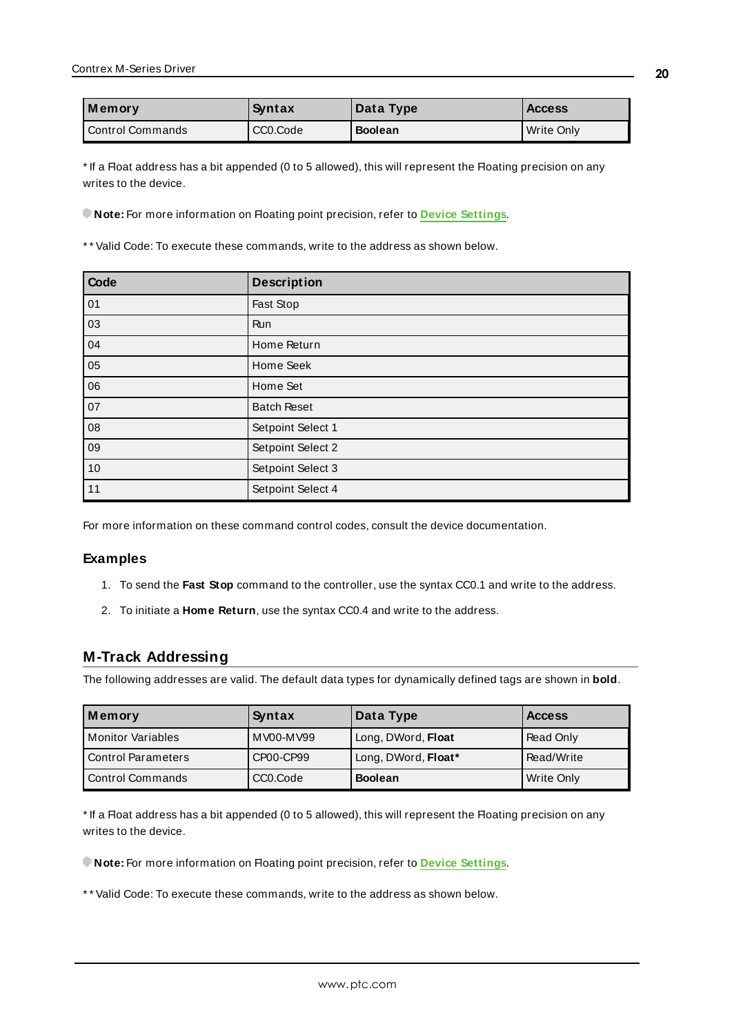| Memory | Syntax | Data Type | Access |
|---|---|---|---|
| Control Commands | CC0.Code | **Boolean** | Write Only |

* If a Float address has a bit appended (0 to 5 allowed), this will represent the Floating precision on any writes to the device.

**Note:** For more information on Floating point precision, refer to **Device Settings**.

** Valid Code: To execute these commands, write to the address as shown below.

| Code | Description |
|---|---|
| 01 | Fast Stop |
| 03 | Run |
| 04 | Home Return |
| 05 | Home Seek |
| 06 | Home Set |
| 07 | Batch Reset |
| 08 | Setpoint Select 1 |
| 09 | Setpoint Select 2 |
| 10 | Setpoint Select 3 |
| 11 | Setpoint Select 4 |

For more information on these command control codes, consult the device documentation.

### Examples

1. To send the **Fast Stop** command to the controller, use the syntax CC0.1 and write to the address.
2. To initiate a **Home Return**, use the syntax CC0.4 and write to the address.

## M-Track Addressing

The following addresses are valid. The default data types for dynamically defined tags are shown in **bold**.

| Memory | Syntax | Data Type | Access |
|---|---|---|---|
| Monitor Variables | MV00-MV99 | Long, DWord, **Float** | Read Only |
| Control Parameters | CP00-CP99 | Long, DWord, **Float*** | Read/Write |
| Control Commands | CC0.Code | **Boolean** | Write Only |

* If a Float address has a bit appended (0 to 5 allowed), this will represent the Floating precision on any writes to the device.

**Note:** For more information on Floating point precision, refer to **Device Settings**.

** Valid Code: To execute these commands, write to the address as shown below.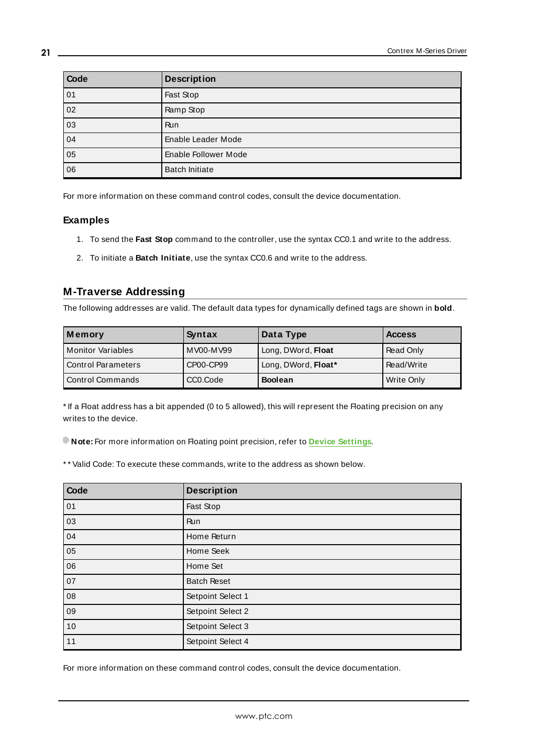| Code | Description |
|---|---|
| 01 | Fast Stop |
| 02 | Ramp Stop |
| 03 | Run |
| 04 | Enable Leader Mode |
| 05 | Enable Follower Mode |
| 06 | Batch Initiate |

For more information on these command control codes, consult the device documentation.

### Examples

1. To send the **Fast Stop** command to the controller, use the syntax CC0.1 and write to the address.
2. To initiate a **Batch Initiate**, use the syntax CC0.6 and write to the address.

## M-Traverse Addressing

The following addresses are valid. The default data types for dynamically defined tags are shown in **bold**.

| Memory | Syntax | Data Type | Access |
|---|---|---|---|
| Monitor Variables | MV00-MV99 | Long, DWord, **Float** | Read Only |
| Control Parameters | CP00-CP99 | Long, DWord, **Float*** | Read/Write |
| Control Commands | CC0.Code | **Boolean** | Write Only |

* If a Float address has a bit appended (0 to 5 allowed), this will represent the Floating precision on any writes to the device.

**Note:** For more information on Floating point precision, refer to **Device Settings**.

** Valid Code: To execute these commands, write to the address as shown below.

| Code | Description |
|---|---|
| 01 | Fast Stop |
| 03 | Run |
| 04 | Home Return |
| 05 | Home Seek |
| 06 | Home Set |
| 07 | Batch Reset |
| 08 | Setpoint Select 1 |
| 09 | Setpoint Select 2 |
| 10 | Setpoint Select 3 |
| 11 | Setpoint Select 4 |

For more information on these command control codes, consult the device documentation.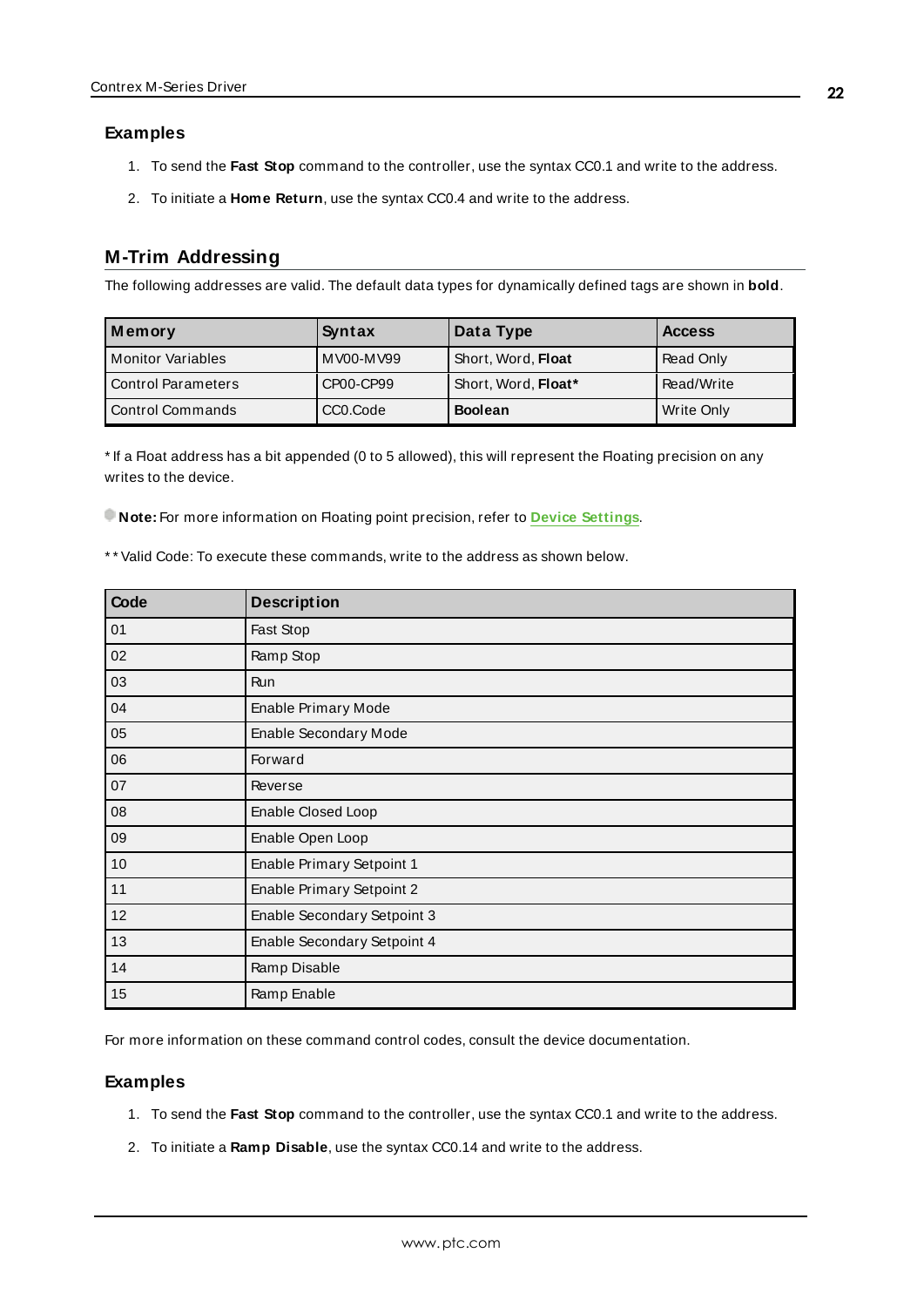### Examples

1. To send the **Fast Stop** command to the controller, use the syntax CC0.1 and write to the address.
2. To initiate a **Home Return**, use the syntax CC0.4 and write to the address.

## M-Trim Addressing

The following addresses are valid. The default data types for dynamically defined tags are shown in **bold**.

| Memory | Syntax | Data Type | Access |
|---|---|---|---|
| Monitor Variables | MV00-MV99 | Short, Word, **Float** | Read Only |
| Control Parameters | CP00-CP99 | Short, Word, **Float*** | Read/Write |
| Control Commands | CC0.Code | **Boolean** | Write Only |

* If a Float address has a bit appended (0 to 5 allowed), this will represent the Floating precision on any writes to the device.

**Note:** For more information on Floating point precision, refer to **Device Settings**.

** Valid Code: To execute these commands, write to the address as shown below.

| Code | Description |
|---|---|
| 01 | Fast Stop |
| 02 | Ramp Stop |
| 03 | Run |
| 04 | Enable Primary Mode |
| 05 | Enable Secondary Mode |
| 06 | Forward |
| 07 | Reverse |
| 08 | Enable Closed Loop |
| 09 | Enable Open Loop |
| 10 | Enable Primary Setpoint 1 |
| 11 | Enable Primary Setpoint 2 |
| 12 | Enable Secondary Setpoint 3 |
| 13 | Enable Secondary Setpoint 4 |
| 14 | Ramp Disable |
| 15 | Ramp Enable |

For more information on these command control codes, consult the device documentation.

### Examples

1. To send the **Fast Stop** command to the controller, use the syntax CC0.1 and write to the address.
2. To initiate a **Ramp Disable**, use the syntax CC0.14 and write to the address.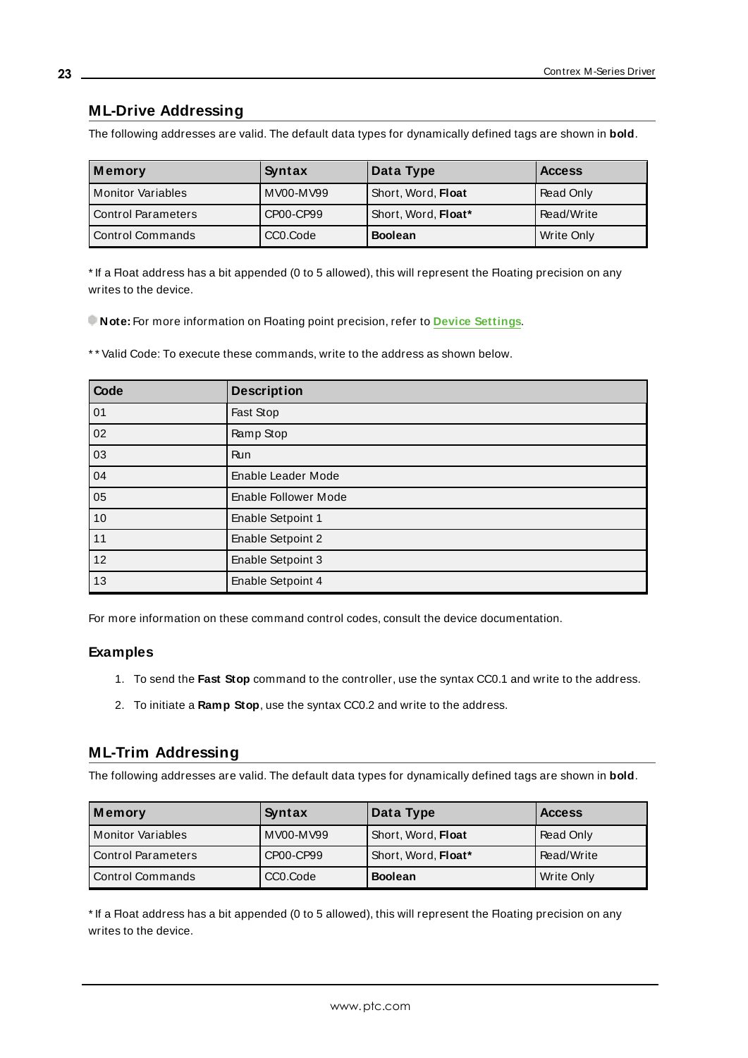## ML-Drive Addressing

The following addresses are valid. The default data types for dynamically defined tags are shown in **bold**.

| Memory | Syntax | Data Type | Access |
|---|---|---|---|
| Monitor Variables | MV00-MV99 | Short, Word, **Float** | Read Only |
| Control Parameters | CP00-CP99 | Short, Word, **Float*** | Read/Write |
| Control Commands | CC0.Code | **Boolean** | Write Only |

* If a Float address has a bit appended (0 to 5 allowed), this will represent the Floating precision on any writes to the device.

**Note:** For more information on Floating point precision, refer to **Device Settings**.

** Valid Code: To execute these commands, write to the address as shown below.

| Code | Description |
|---|---|
| 01 | Fast Stop |
| 02 | Ramp Stop |
| 03 | Run |
| 04 | Enable Leader Mode |
| 05 | Enable Follower Mode |
| 10 | Enable Setpoint 1 |
| 11 | Enable Setpoint 2 |
| 12 | Enable Setpoint 3 |
| 13 | Enable Setpoint 4 |

For more information on these command control codes, consult the device documentation.

### Examples

1. To send the **Fast Stop** command to the controller, use the syntax CC0.1 and write to the address.
2. To initiate a **Ramp Stop**, use the syntax CC0.2 and write to the address.

## ML-Trim Addressing

The following addresses are valid. The default data types for dynamically defined tags are shown in **bold**.

| Memory | Syntax | Data Type | Access |
|---|---|---|---|
| Monitor Variables | MV00-MV99 | Short, Word, **Float** | Read Only |
| Control Parameters | CP00-CP99 | Short, Word, **Float*** | Read/Write |
| Control Commands | CC0.Code | **Boolean** | Write Only |

* If a Float address has a bit appended (0 to 5 allowed), this will represent the Floating precision on any writes to the device.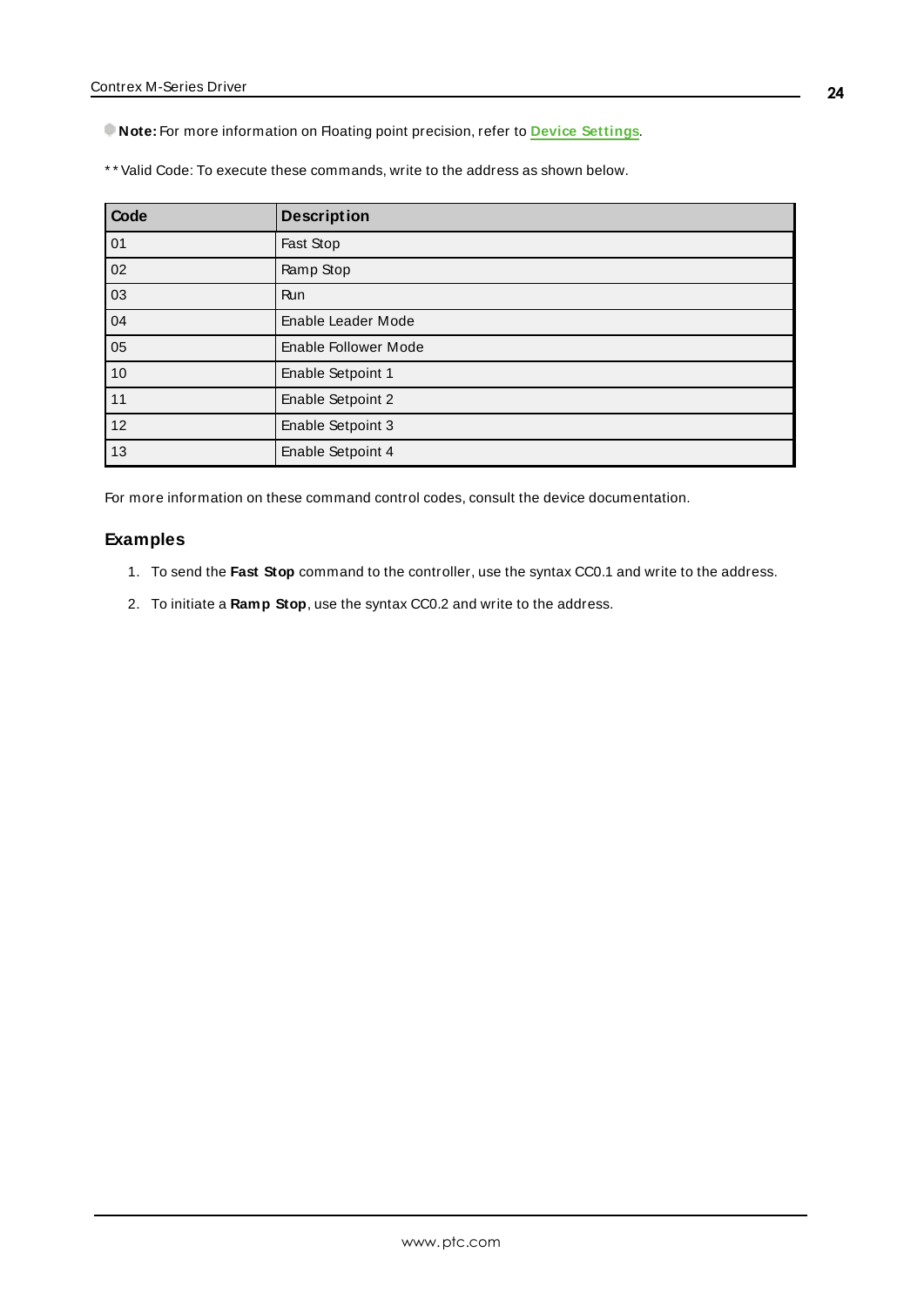**Note:** For more information on Floating point precision, refer to **Device Settings**.

** Valid Code: To execute these commands, write to the address as shown below.

| Code | Description |
| --- | --- |
| 01 | Fast Stop |
| 02 | Ramp Stop |
| 03 | Run |
| 04 | Enable Leader Mode |
| 05 | Enable Follower Mode |
| 10 | Enable Setpoint 1 |
| 11 | Enable Setpoint 2 |
| 12 | Enable Setpoint 3 |
| 13 | Enable Setpoint 4 |

For more information on these command control codes, consult the device documentation.

### Examples

1. To send the **Fast Stop** command to the controller, use the syntax CC0.1 and write to the address.
2. To initiate a **Ramp Stop**, use the syntax CC0.2 and write to the address.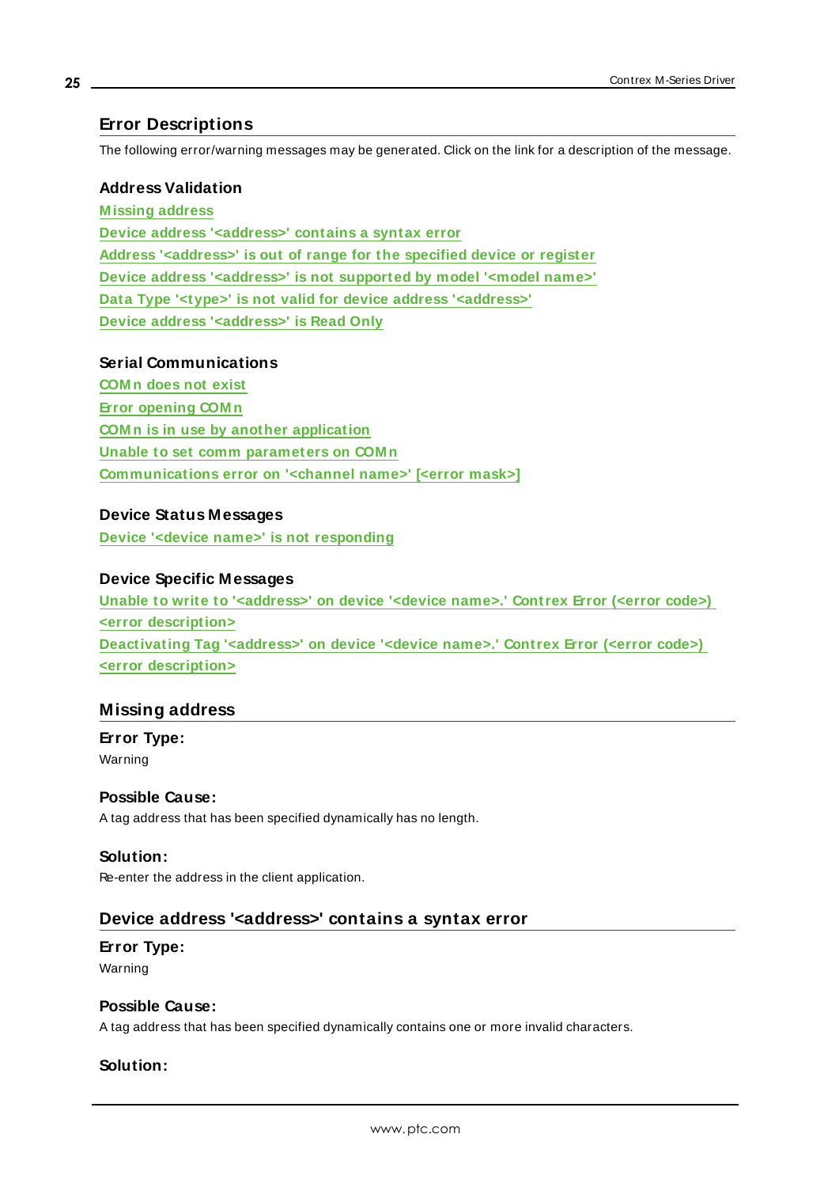# Error Descriptions

The following error/warning messages may be generated. Click on the link for a description of the message.

### Address Validation

**Missing address**
**Device address '<address>' contains a syntax error**
**Address '<address>' is out of range for the specified device or register**
**Device address '<address>' is not supported by model '<model name>'**
**Data Type '<type>' is not valid for device address '<address>'**
**Device address '<address>' is Read Only**

### Serial Communications

**COMn does not exist**
**Error opening COMn**
**COMn is in use by another application**
**Unable to set comm parameters on COMn**
**Communications error on '<channel name>' [<error mask>]**

### Device Status Messages

**Device '<device name>' is not responding**

### Device Specific Messages

**Unable to write to '<address>' on device '<device name>.' Contrex Error (<error code>) <error description>**
**Deactivating Tag '<address>' on device '<device name>.' Contrex Error (<error code>) <error description>**

## Missing address

**Error Type:**
Warning

**Possible Cause:**
A tag address that has been specified dynamically has no length.

**Solution:**
Re-enter the address in the client application.

## Device address '<address>' contains a syntax error

**Error Type:**
Warning

**Possible Cause:**
A tag address that has been specified dynamically contains one or more invalid characters.

**Solution:**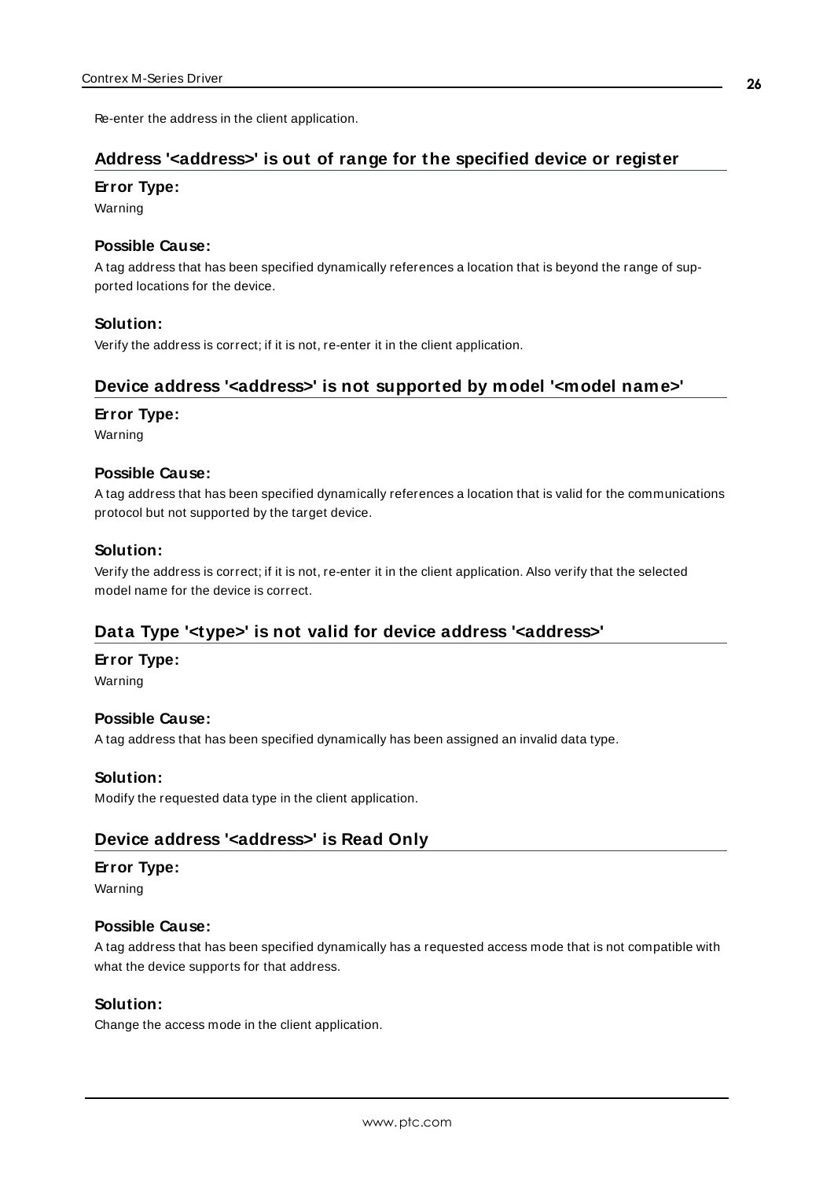Re-enter the address in the client application.

## Address '<address>' is out of range for the specified device or register

**Error Type:**

Warning

**Possible Cause:**

A tag address that has been specified dynamically references a location that is beyond the range of supported locations for the device.

**Solution:**

Verify the address is correct; if it is not, re-enter it in the client application.

## Device address '<address>' is not supported by model '<model name>'

**Error Type:**

Warning

**Possible Cause:**

A tag address that has been specified dynamically references a location that is valid for the communications protocol but not supported by the target device.

**Solution:**

Verify the address is correct; if it is not, re-enter it in the client application. Also verify that the selected model name for the device is correct.

## Data Type '<type>' is not valid for device address '<address>'

**Error Type:**

Warning

**Possible Cause:**

A tag address that has been specified dynamically has been assigned an invalid data type.

**Solution:**

Modify the requested data type in the client application.

## Device address '<address>' is Read Only

**Error Type:**

Warning

**Possible Cause:**

A tag address that has been specified dynamically has a requested access mode that is not compatible with what the device supports for that address.

**Solution:**

Change the access mode in the client application.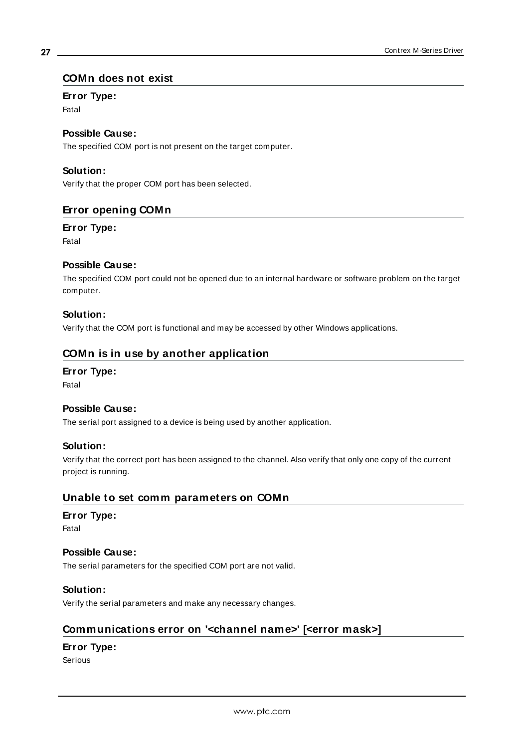## COMn does not exist

### Error Type:

Fatal

### Possible Cause:

The specified COM port is not present on the target computer.

### Solution:

Verify that the proper COM port has been selected.

## Error opening COMn

### Error Type:

Fatal

### Possible Cause:

The specified COM port could not be opened due to an internal hardware or software problem on the target computer.

### Solution:

Verify that the COM port is functional and may be accessed by other Windows applications.

## COMn is in use by another application

### Error Type:

Fatal

### Possible Cause:

The serial port assigned to a device is being used by another application.

### Solution:

Verify that the correct port has been assigned to the channel. Also verify that only one copy of the current project is running.

## Unable to set comm parameters on COMn

### Error Type:

Fatal

### Possible Cause:

The serial parameters for the specified COM port are not valid.

### Solution:

Verify the serial parameters and make any necessary changes.

## Communications error on '<channel name>' [<error mask>]

### Error Type:

Serious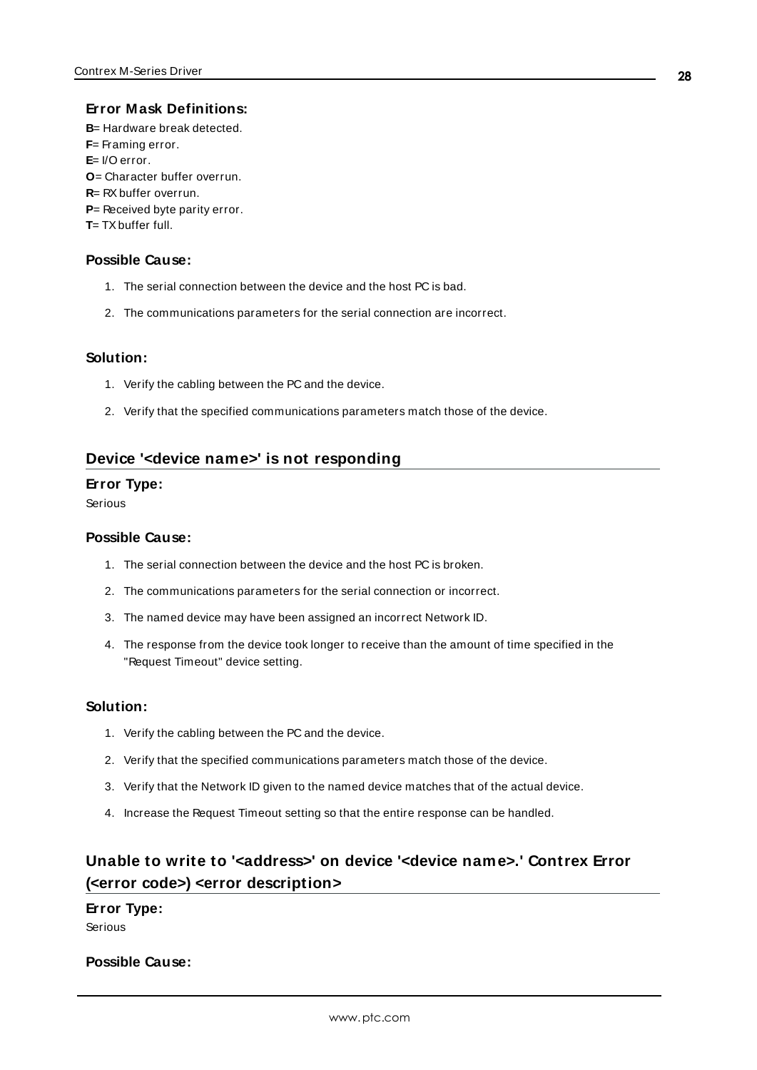#### Error Mask Definitions:

**B**= Hardware break detected.
**F**= Framing error.
**E**= I/O error.
**O**= Character buffer overrun.
**R**= RX buffer overrun.
**P**= Received byte parity error.
**T**= TX buffer full.

#### Possible Cause:

1. The serial connection between the device and the host PC is bad.
2. The communications parameters for the serial connection are incorrect.

#### Solution:

1. Verify the cabling between the PC and the device.
2. Verify that the specified communications parameters match those of the device.

### Device '<device name>' is not responding

#### Error Type:

Serious

#### Possible Cause:

1. The serial connection between the device and the host PC is broken.
2. The communications parameters for the serial connection or incorrect.
3. The named device may have been assigned an incorrect Network ID.
4. The response from the device took longer to receive than the amount of time specified in the "Request Timeout" device setting.

#### Solution:

1. Verify the cabling between the PC and the device.
2. Verify that the specified communications parameters match those of the device.
3. Verify that the Network ID given to the named device matches that of the actual device.
4. Increase the Request Timeout setting so that the entire response can be handled.

### Unable to write to '<address>' on device '<device name>.' Contrex Error (<error code>) <error description>

#### Error Type:

Serious

#### Possible Cause: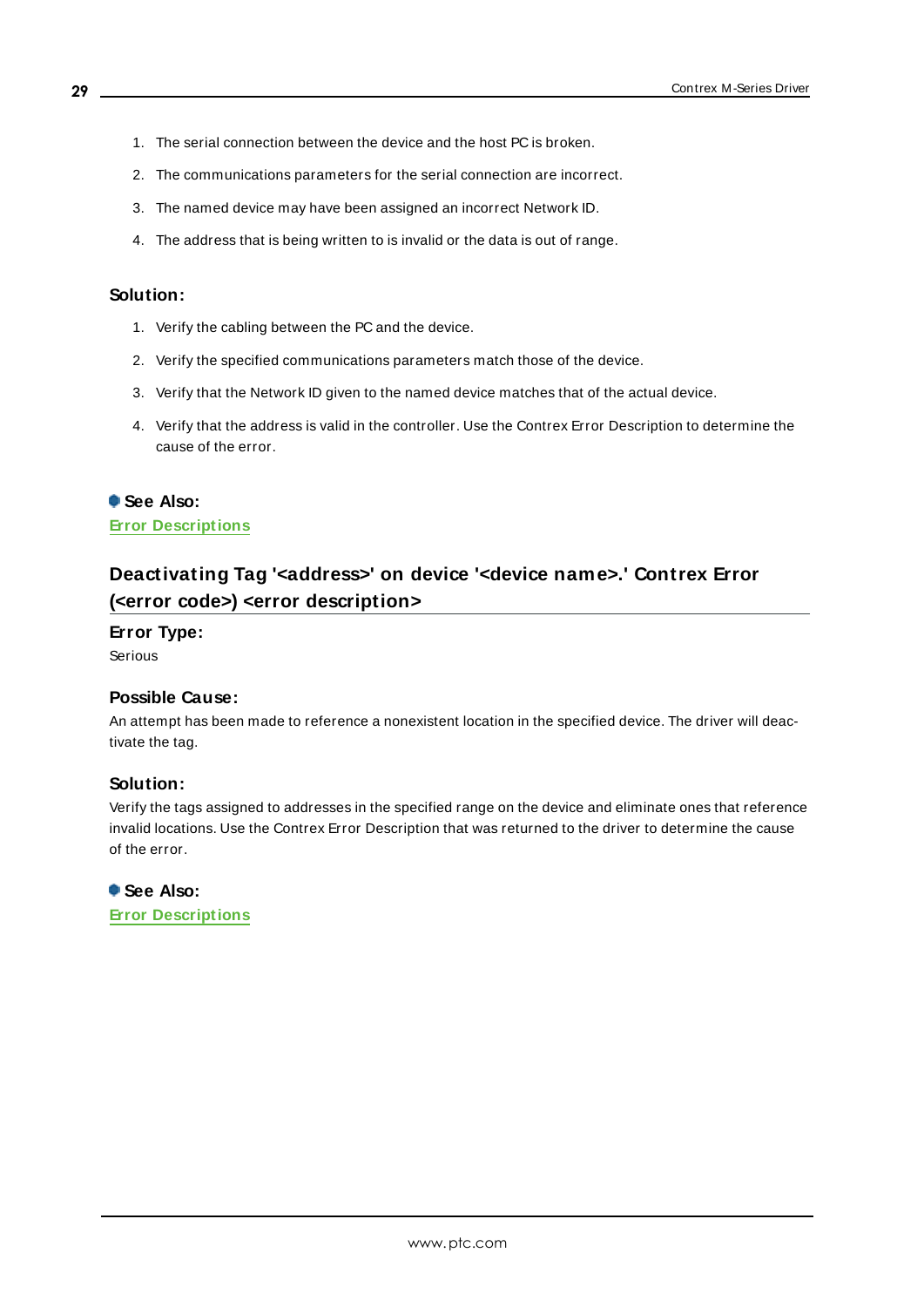1. The serial connection between the device and the host PC is broken.
2. The communications parameters for the serial connection are incorrect.
3. The named device may have been assigned an incorrect Network ID.
4. The address that is being written to is invalid or the data is out of range.

**Solution:**

1. Verify the cabling between the PC and the device.
2. Verify the specified communications parameters match those of the device.
3. Verify that the Network ID given to the named device matches that of the actual device.
4. Verify that the address is valid in the controller. Use the Contrex Error Description to determine the cause of the error.

**See Also:**
Error Descriptions

## Deactivating Tag '<address>' on device '<device name>.' Contrex Error (<error code>) <error description>

**Error Type:**
Serious

**Possible Cause:**
An attempt has been made to reference a nonexistent location in the specified device. The driver will deactivate the tag.

**Solution:**
Verify the tags assigned to addresses in the specified range on the device and eliminate ones that reference invalid locations. Use the Contrex Error Description that was returned to the driver to determine the cause of the error.

**See Also:**
Error Descriptions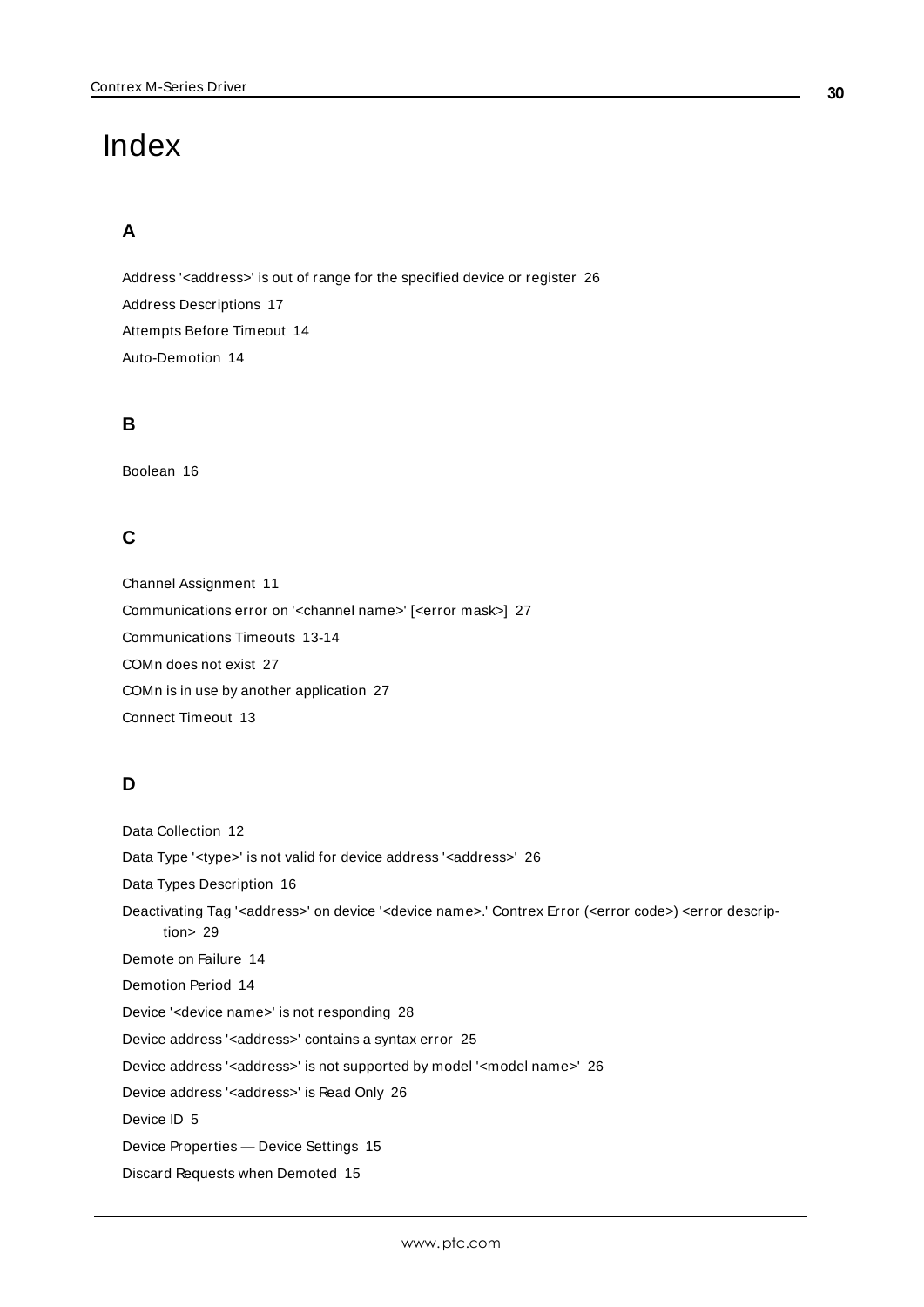# Index

## A

Address '<address>' is out of range for the specified device or register 26

Address Descriptions 17

Attempts Before Timeout 14

Auto-Demotion 14

## B

Boolean 16

## C

Channel Assignment 11

Communications error on '<channel name>' [<error mask>] 27

Communications Timeouts 13-14

COMn does not exist 27

COMn is in use by another application 27

Connect Timeout 13

## D

Data Collection 12

Data Type '<type>' is not valid for device address '<address>' 26

Data Types Description 16

Deactivating Tag '<address>' on device '<device name>.' Contrex Error (<error code>) <error description> 29

Demote on Failure 14

Demotion Period 14

Device '<device name>' is not responding 28

Device address '<address>' contains a syntax error 25

Device address '<address>' is not supported by model '<model name>' 26

Device address '<address>' is Read Only 26

Device ID 5

Device Properties — Device Settings 15

Discard Requests when Demoted 15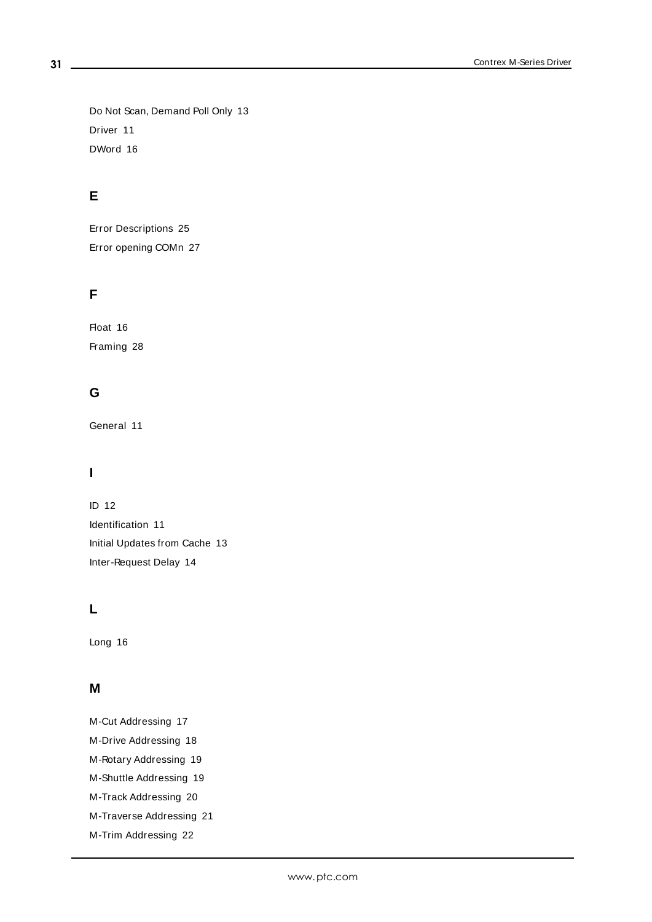Do Not Scan, Demand Poll Only 13

Driver 11

DWord 16

## E

Error Descriptions 25

Error opening COMn 27

## F

Float 16

Framing 28

## G

General 11

## I

ID 12

Identification 11

Initial Updates from Cache 13

Inter-Request Delay 14

## L

Long 16

## M

M-Cut Addressing 17

M-Drive Addressing 18

M-Rotary Addressing 19

M-Shuttle Addressing 19

M-Track Addressing 20

M-Traverse Addressing 21

M-Trim Addressing 22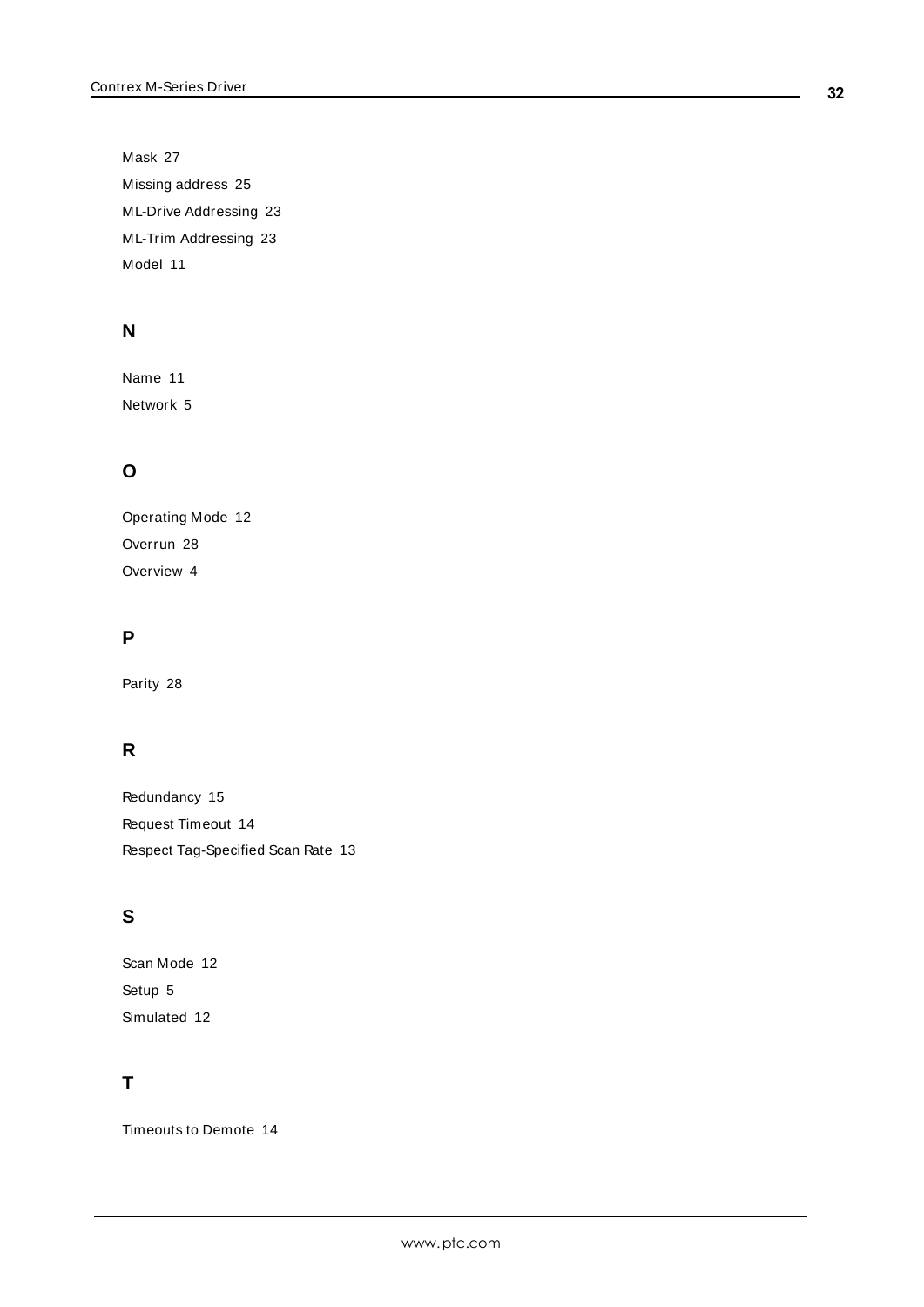Mask 27

Missing address 25

ML-Drive Addressing 23

ML-Trim Addressing 23

Model 11

## N

Name 11

Network 5

## O

Operating Mode 12

Overrun 28

Overview 4

## P

Parity 28

## R

Redundancy 15

Request Timeout 14

Respect Tag-Specified Scan Rate 13

## S

Scan Mode 12

Setup 5

Simulated 12

## T

Timeouts to Demote 14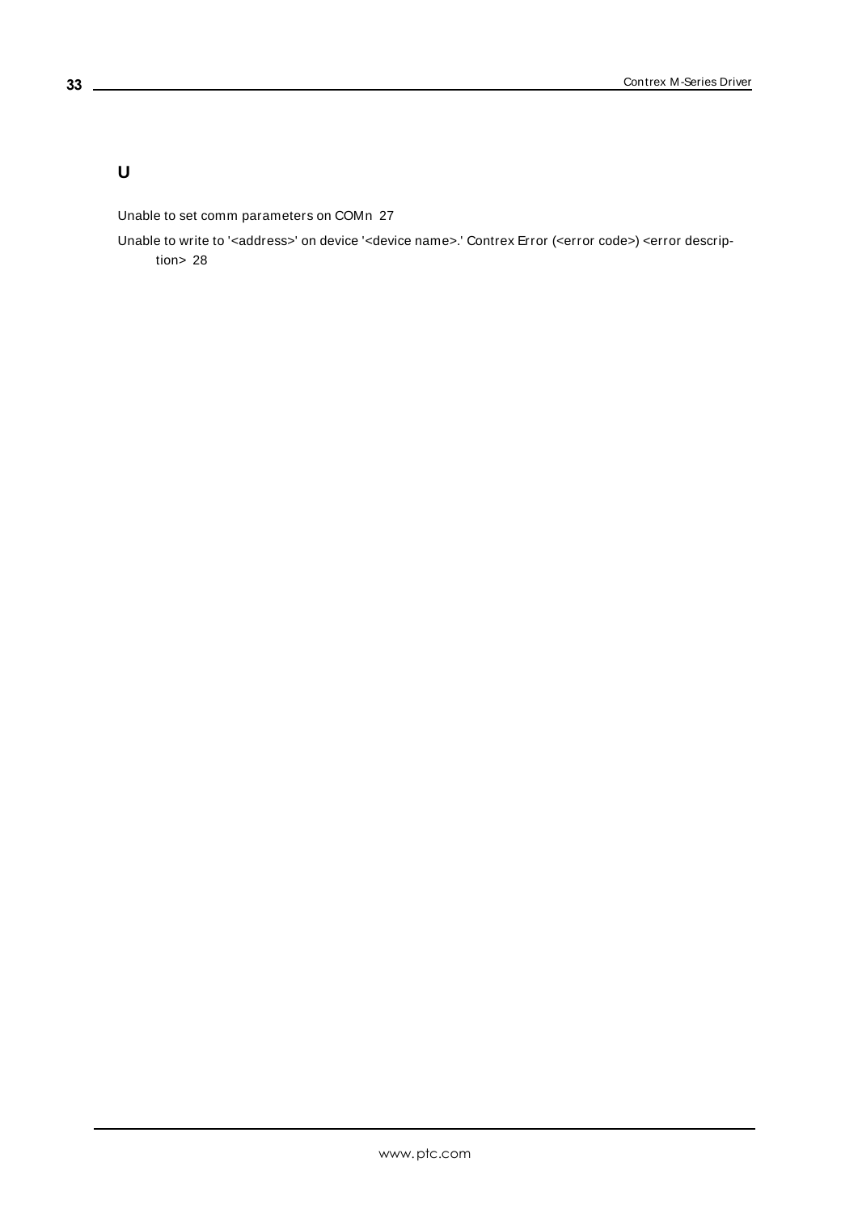## U

Unable to set comm parameters on COMn 27

Unable to write to '<address>' on device '<device name>.' Contrex Error (<error code>) <error description> 28